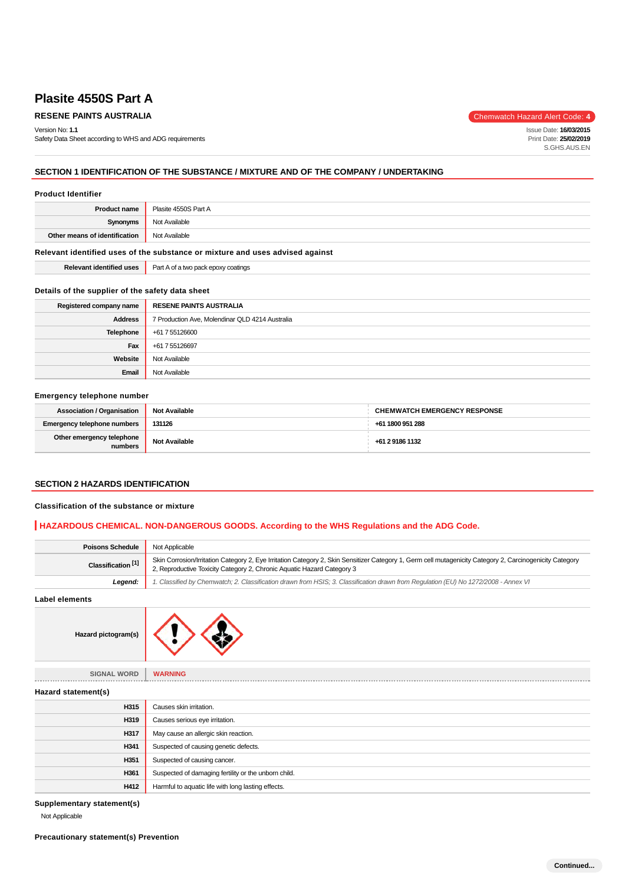# Plasite 4550S Part A

**RESENE PAINTS AUSTRALIA**

Chemwatch Hazard Alert Code: **4**

Version No: **1.1**
Safety Data Sheet according to WHS and ADG requirements

Issue Date: **16/03/2015**
Print Date: **25/02/2019**
S.GHS.AUS.EN

## SECTION 1 IDENTIFICATION OF THE SUBSTANCE / MIXTURE AND OF THE COMPANY / UNDERTAKING

### Product Identifier

| | |
|---|---|
| **Product name** | Plasite 4550S Part A |
| **Synonyms** | Not Available |
| **Other means of identification** | Not Available |

### Relevant identified uses of the substance or mixture and uses advised against

| | |
|---|---|
| **Relevant identified uses** | Part A of a two pack epoxy coatings |

### Details of the supplier of the safety data sheet

| | |
|---|---|
| **Registered company name** | **RESENE PAINTS AUSTRALIA** |
| **Address** | 7 Production Ave, Molendinar QLD 4214 Australia |
| **Telephone** | +61 7 55126600 |
| **Fax** | +61 7 55126697 |
| **Website** | Not Available |
| **Email** | Not Available |

### Emergency telephone number

| | | |
|---|---|---|
| **Association / Organisation** | **Not Available** | **CHEMWATCH EMERGENCY RESPONSE** |
| **Emergency telephone numbers** | **131126** | **+61 1800 951 288** |
| **Other emergency telephone numbers** | **Not Available** | **+61 2 9186 1132** |

## SECTION 2 HAZARDS IDENTIFICATION

### Classification of the substance or mixture

**HAZARDOUS CHEMICAL. NON-DANGEROUS GOODS. According to the WHS Regulations and the ADG Code.**

| | |
|---|---|
| **Poisons Schedule** | Not Applicable |
| **Classification [1]** | Skin Corrosion/Irritation Category 2, Eye Irritation Category 2, Skin Sensitizer Category 1, Germ cell mutagenicity Category 2, Carcinogenicity Category 2, Reproductive Toxicity Category 2, Chronic Aquatic Hazard Category 3 |
| ***Legend:*** | *1. Classified by Chemwatch; 2. Classification drawn from HSIS; 3. Classification drawn from Regulation (EU) No 1272/2008 - Annex VI* |

### Label elements

| | |
|---|---|
| **Hazard pictogram(s)** | |
| **SIGNAL WORD** | **WARNING** |

### Hazard statement(s)

| | |
|---|---|
| **H315** | Causes skin irritation. |
| **H319** | Causes serious eye irritation. |
| **H317** | May cause an allergic skin reaction. |
| **H341** | Suspected of causing genetic defects. |
| **H351** | Suspected of causing cancer. |
| **H361** | Suspected of damaging fertility or the unborn child. |
| **H412** | Harmful to aquatic life with long lasting effects. |

### Supplementary statement(s)

Not Applicable

### Precautionary statement(s) Prevention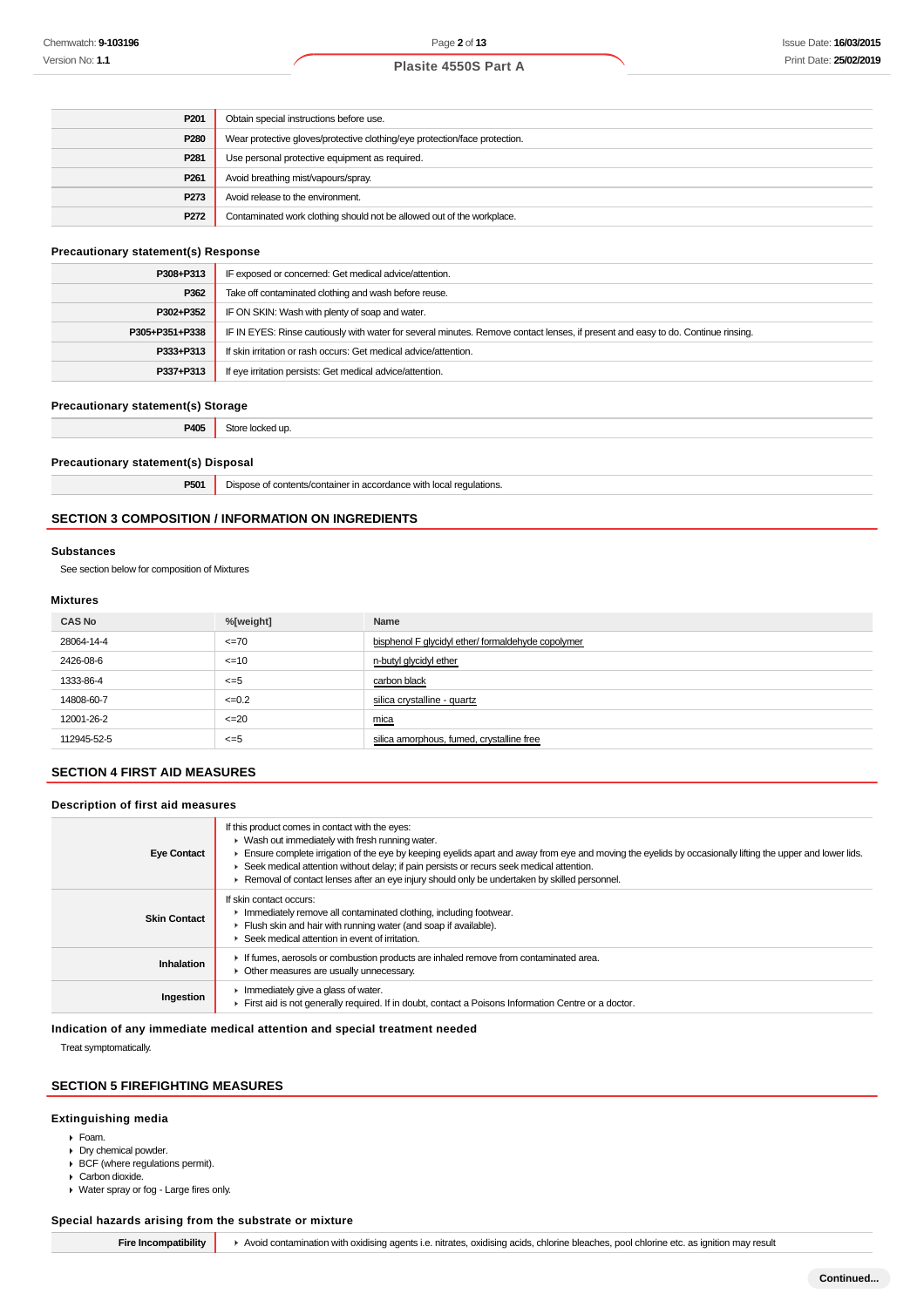| | |
|---|---|
| P201 | Obtain special instructions before use. |
| P280 | Wear protective gloves/protective clothing/eye protection/face protection. |
| P281 | Use personal protective equipment as required. |
| P261 | Avoid breathing mist/vapours/spray. |
| P273 | Avoid release to the environment. |
| P272 | Contaminated work clothing should not be allowed out of the workplace. |

### Precautionary statement(s) Response

| | |
|---|---|
| P308+P313 | IF exposed or concerned: Get medical advice/attention. |
| P362 | Take off contaminated clothing and wash before reuse. |
| P302+P352 | IF ON SKIN: Wash with plenty of soap and water. |
| P305+P351+P338 | IF IN EYES: Rinse cautiously with water for several minutes. Remove contact lenses, if present and easy to do. Continue rinsing. |
| P333+P313 | If skin irritation or rash occurs: Get medical advice/attention. |
| P337+P313 | If eye irritation persists: Get medical advice/attention. |

### Precautionary statement(s) Storage

| | |
|---|---|
| P405 | Store locked up. |

### Precautionary statement(s) Disposal

| | |
|---|---|
| P501 | Dispose of contents/container in accordance with local regulations. |

## SECTION 3 COMPOSITION / INFORMATION ON INGREDIENTS

### Substances

See section below for composition of Mixtures

### Mixtures

| CAS No | %[weight] | Name |
|---|---|---|
| 28064-14-4 | <=70 | bisphenol F glycidyl ether/ formaldehyde copolymer |
| 2426-08-6 | <=10 | n-butyl glycidyl ether |
| 1333-86-4 | <=5 | carbon black |
| 14808-60-7 | <=0.2 | silica crystalline - quartz |
| 12001-26-2 | <=20 | mica |
| 112945-52-5 | <=5 | silica amorphous, fumed, crystalline free |

## SECTION 4 FIRST AID MEASURES

### Description of first aid measures

| | |
|---|---|
| Eye Contact | If this product comes in contact with the eyes:<br>▸ Wash out immediately with fresh running water.<br>▸ Ensure complete irrigation of the eye by keeping eyelids apart and away from eye and moving the eyelids by occasionally lifting the upper and lower lids.<br>▸ Seek medical attention without delay; if pain persists or recurs seek medical attention.<br>▸ Removal of contact lenses after an eye injury should only be undertaken by skilled personnel. |
| Skin Contact | If skin contact occurs:<br>▸ Immediately remove all contaminated clothing, including footwear.<br>▸ Flush skin and hair with running water (and soap if available).<br>▸ Seek medical attention in event of irritation. |
| Inhalation | ▸ If fumes, aerosols or combustion products are inhaled remove from contaminated area.<br>▸ Other measures are usually unnecessary. |
| Ingestion | ▸ Immediately give a glass of water.<br>▸ First aid is not generally required. If in doubt, contact a Poisons Information Centre or a doctor. |

### Indication of any immediate medical attention and special treatment needed

Treat symptomatically.

## SECTION 5 FIREFIGHTING MEASURES

### Extinguishing media

- Foam.
- Dry chemical powder.
- BCF (where regulations permit).
- Carbon dioxide.
- Water spray or fog - Large fires only.

### Special hazards arising from the substrate or mixture

| | |
|---|---|
| Fire Incompatibility | ▸ Avoid contamination with oxidising agents i.e. nitrates, oxidising acids, chlorine bleaches, pool chlorine etc. as ignition may result |

Continued...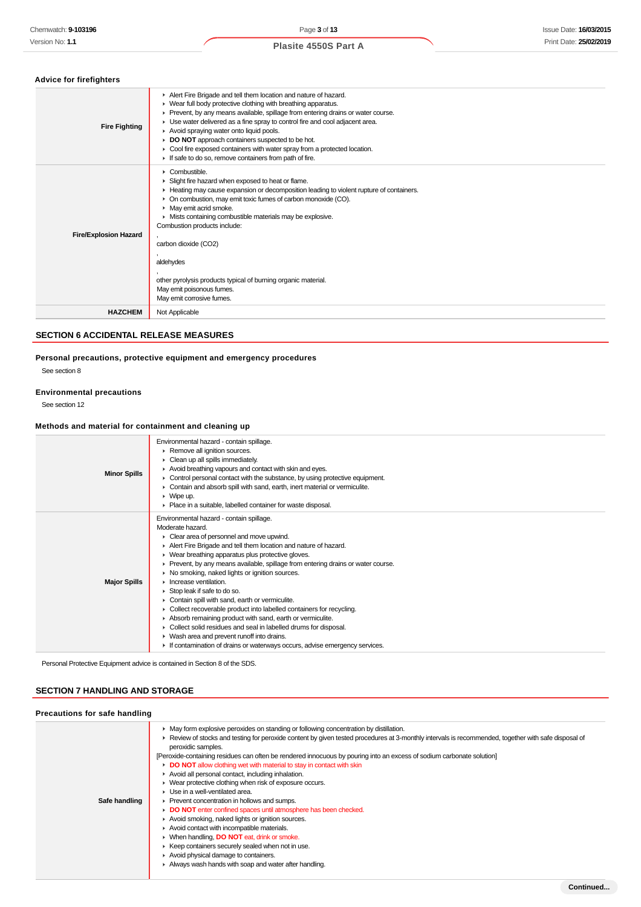### Advice for firefighters

| | |
|---|---|
| **Fire Fighting** | ▸ Alert Fire Brigade and tell them location and nature of hazard.<br>▸ Wear full body protective clothing with breathing apparatus.<br>▸ Prevent, by any means available, spillage from entering drains or water course.<br>▸ Use water delivered as a fine spray to control fire and cool adjacent area.<br>▸ Avoid spraying water onto liquid pools.<br>▸ **DO NOT** approach containers suspected to be hot.<br>▸ Cool fire exposed containers with water spray from a protected location.<br>▸ If safe to do so, remove containers from path of fire. |
| **Fire/Explosion Hazard** | ▸ Combustible.<br>▸ Slight fire hazard when exposed to heat or flame.<br>▸ Heating may cause expansion or decomposition leading to violent rupture of containers.<br>▸ On combustion, may emit toxic fumes of carbon monoxide (CO).<br>▸ May emit acrid smoke.<br>▸ Mists containing combustible materials may be explosive.<br>Combustion products include:<br>,<br>carbon dioxide ($CO_2$)<br>,<br>aldehydes<br>,<br>other pyrolysis products typical of burning organic material.<br>May emit poisonous fumes.<br>May emit corrosive fumes. |
| **HAZCHEM** | Not Applicable |

## SECTION 6 ACCIDENTAL RELEASE MEASURES

### Personal precautions, protective equipment and emergency procedures

See section 8

### Environmental precautions

See section 12

### Methods and material for containment and cleaning up

| | |
|---|---|
| **Minor Spills** | Environmental hazard - contain spillage.<br>▸ Remove all ignition sources.<br>▸ Clean up all spills immediately.<br>▸ Avoid breathing vapours and contact with skin and eyes.<br>▸ Control personal contact with the substance, by using protective equipment.<br>▸ Contain and absorb spill with sand, earth, inert material or vermiculite.<br>▸ Wipe up.<br>▸ Place in a suitable, labelled container for waste disposal. |
| **Major Spills** | Environmental hazard - contain spillage.<br>Moderate hazard.<br>▸ Clear area of personnel and move upwind.<br>▸ Alert Fire Brigade and tell them location and nature of hazard.<br>▸ Wear breathing apparatus plus protective gloves.<br>▸ Prevent, by any means available, spillage from entering drains or water course.<br>▸ No smoking, naked lights or ignition sources.<br>▸ Increase ventilation.<br>▸ Stop leak if safe to do so.<br>▸ Contain spill with sand, earth or vermiculite.<br>▸ Collect recoverable product into labelled containers for recycling.<br>▸ Absorb remaining product with sand, earth or vermiculite.<br>▸ Collect solid residues and seal in labelled drums for disposal.<br>▸ Wash area and prevent runoff into drains.<br>▸ If contamination of drains or waterways occurs, advise emergency services. |

Personal Protective Equipment advice is contained in Section 8 of the SDS.

## SECTION 7 HANDLING AND STORAGE

### Precautions for safe handling

| | |
|---|---|
| **Safe handling** | ▸ May form explosive peroxides on standing or following concentration by distillation.<br>▸ Review of stocks and testing for peroxide content by given tested procedures at 3-monthly intervals is recommended, together with safe disposal of peroxidic samples.<br>[Peroxide-containing residues can often be rendered innocuous by pouring into an excess of sodium carbonate solution]<br>▸ **DO NOT** allow clothing wet with material to stay in contact with skin<br>▸ Avoid all personal contact, including inhalation.<br>▸ Wear protective clothing when risk of exposure occurs.<br>▸ Use in a well-ventilated area.<br>▸ Prevent concentration in hollows and sumps.<br>▸ **DO NOT** enter confined spaces until atmosphere has been checked.<br>▸ Avoid smoking, naked lights or ignition sources.<br>▸ Avoid contact with incompatible materials.<br>▸ When handling, **DO NOT** eat, drink or smoke.<br>▸ Keep containers securely sealed when not in use.<br>▸ Avoid physical damage to containers.<br>▸ Always wash hands with soap and water after handling. |

Continued...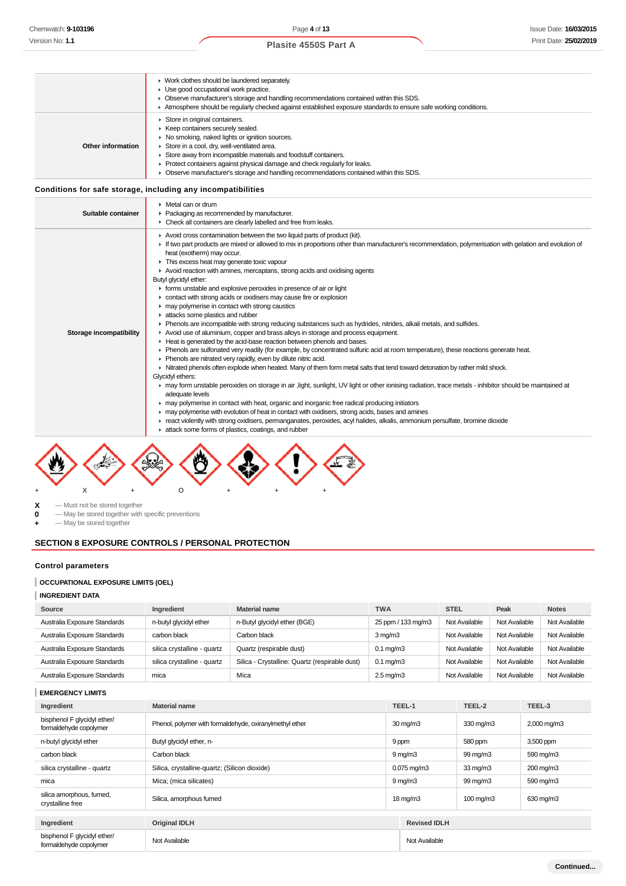|  |  |
|---|---|
|  | - Work clothes should be laundered separately.<br>- Use good occupational work practice.<br>- Observe manufacturer's storage and handling recommendations contained within this SDS.<br>- Atmosphere should be regularly checked against established exposure standards to ensure safe working conditions. |
| **Other information** | - Store in original containers.<br>- Keep containers securely sealed.<br>- No smoking, naked lights or ignition sources.<br>- Store in a cool, dry, well-ventilated area.<br>- Store away from incompatible materials and foodstuff containers.<br>- Protect containers against physical damage and check regularly for leaks.<br>- Observe manufacturer's storage and handling recommendations contained within this SDS. |

### Conditions for safe storage, including any incompatibilities

|  |  |
|---|---|
| **Suitable container** | - Metal can or drum<br>- Packaging as recommended by manufacturer.<br>- Check all containers are clearly labelled and free from leaks. |
| **Storage incompatibility** | - Avoid cross contamination between the two liquid parts of product (kit).<br>- If two part products are mixed or allowed to mix in proportions other than manufacturer's recommendation, polymerisation with gelation and evolution of heat (exotherm) may occur.<br>- This excess heat may generate toxic vapour<br>- Avoid reaction with amines, mercaptans, strong acids and oxidising agents<br>Butyl glycidyl ether:<br>- forms unstable and explosive peroxides in presence of air or light<br>- contact with strong acids or oxidisers may cause fire or explosion<br>- may polymerise in contact with strong caustics<br>- attacks some plastics and rubber<br>- Phenols are incompatible with strong reducing substances such as hydrides, nitrides, alkali metals, and sulfides.<br>- Avoid use of aluminium, copper and brass alloys in storage and process equipment.<br>- Heat is generated by the acid-base reaction between phenols and bases.<br>- Phenols are sulfonated very readily (for example, by concentrated sulfuric acid at room temperature), these reactions generate heat.<br>- Phenols are nitrated very rapidly, even by dilute nitric acid.<br>- Nitrated phenols often explode when heated. Many of them form metal salts that tend toward detonation by rather mild shock.<br>Glycidyl ethers:<br>- may form unstable peroxides on storage in air ,light, sunlight, UV light or other ionising radiation, trace metals - inhibitor should be maintained at adequate levels<br>- may polymerise in contact with heat, organic and inorganic free radical producing initiators<br>- may polymerise with evolution of heat in contact with oxidisers, strong acids, bases and amines<br>- react violently with strong oxidisers, permanganates, peroxides, acyl halides, alkalis, ammonium persulfate, bromine dioxide<br>- attack some forms of plastics, coatings, and rubber |

+ X + O + + +

**X** — Must not be stored together
**0** — May be stored together with specific preventions
**+** — May be stored together

## SECTION 8 EXPOSURE CONTROLS / PERSONAL PROTECTION

### Control parameters

#### OCCUPATIONAL EXPOSURE LIMITS (OEL)

#### INGREDIENT DATA

| Source | Ingredient | Material name | TWA | STEL | Peak | Notes |
|---|---|---|---|---|---|---|
| Australia Exposure Standards | n-butyl glycidyl ether | n-Butyl glycidyl ether (BGE) | 25 ppm / 133 mg/m3 | Not Available | Not Available | Not Available |
| Australia Exposure Standards | carbon black | Carbon black | 3 mg/m3 | Not Available | Not Available | Not Available |
| Australia Exposure Standards | silica crystalline - quartz | Quartz (respirable dust) | 0.1 mg/m3 | Not Available | Not Available | Not Available |
| Australia Exposure Standards | silica crystalline - quartz | Silica - Crystalline: Quartz (respirable dust) | 0.1 mg/m3 | Not Available | Not Available | Not Available |
| Australia Exposure Standards | mica | Mica | 2.5 mg/m3 | Not Available | Not Available | Not Available |

#### EMERGENCY LIMITS

| Ingredient | Material name | TEEL-1 | TEEL-2 | TEEL-3 |
|---|---|---|---|---|
| bisphenol F glycidyl ether/ formaldehyde copolymer | Phenol, polymer with formaldehyde, oxiranylmethyl ether | 30 mg/m3 | 330 mg/m3 | 2,000 mg/m3 |
| n-butyl glycidyl ether | Butyl glycidyl ether, n- | 9 ppm | 580 ppm | 3,500 ppm |
| carbon black | Carbon black | 9 mg/m3 | 99 mg/m3 | 590 mg/m3 |
| silica crystalline - quartz | Silica, crystalline-quartz; (Silicon dioxide) | 0.075 mg/m3 | 33 mg/m3 | 200 mg/m3 |
| mica | Mica; (mica silicates) | 9 mg/m3 | 99 mg/m3 | 590 mg/m3 |
| silica amorphous, fumed, crystalline free | Silica, amorphous fumed | 18 mg/m3 | 100 mg/m3 | 630 mg/m3 |

| Ingredient | Original IDLH | Revised IDLH |
|---|---|---|
| bisphenol F glycidyl ether/ formaldehyde copolymer | Not Available | Not Available |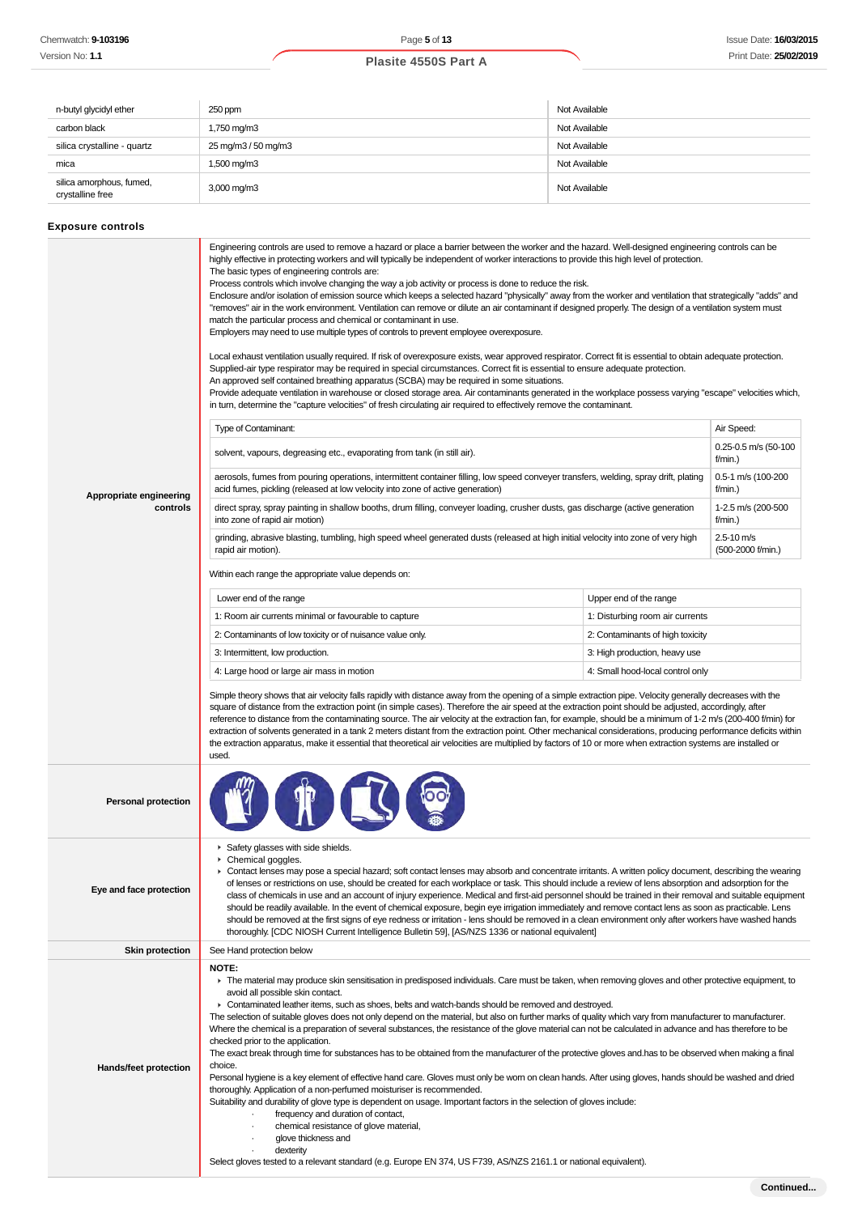| | | |
|---|---|---|
| n-butyl glycidyl ether | 250 ppm | Not Available |
| carbon black | 1,750 mg/m3 | Not Available |
| silica crystalline - quartz | 25 mg/m3 / 50 mg/m3 | Not Available |
| mica | 1,500 mg/m3 | Not Available |
| silica amorphous, fumed, crystalline free | 3,000 mg/m3 | Not Available |

### Exposure controls

**Appropriate engineering controls**

Engineering controls are used to remove a hazard or place a barrier between the worker and the hazard. Well-designed engineering controls can be highly effective in protecting workers and will typically be independent of worker interactions to provide this high level of protection.
The basic types of engineering controls are:
Process controls which involve changing the way a job activity or process is done to reduce the risk.
Enclosure and/or isolation of emission source which keeps a selected hazard "physically" away from the worker and ventilation that strategically "adds" and "removes" air in the work environment. Ventilation can remove or dilute an air contaminant if designed properly. The design of a ventilation system must match the particular process and chemical or contaminant in use.
Employers may need to use multiple types of controls to prevent employee overexposure.

Local exhaust ventilation usually required. If risk of overexposure exists, wear approved respirator. Correct fit is essential to obtain adequate protection. Supplied-air type respirator may be required in special circumstances. Correct fit is essential to ensure adequate protection.
An approved self contained breathing apparatus (SCBA) may be required in some situations.
Provide adequate ventilation in warehouse or closed storage area. Air contaminants generated in the workplace possess varying "escape" velocities which, in turn, determine the "capture velocities" of fresh circulating air required to effectively remove the contaminant.

| Type of Contaminant: | Air Speed: |
|---|---|
| solvent, vapours, degreasing etc., evaporating from tank (in still air). | 0.25-0.5 m/s (50-100 f/min.) |
| aerosols, fumes from pouring operations, intermittent container filling, low speed conveyer transfers, welding, spray drift, plating acid fumes, pickling (released at low velocity into zone of active generation) | 0.5-1 m/s (100-200 f/min.) |
| direct spray, spray painting in shallow booths, drum filling, conveyer loading, crusher dusts, gas discharge (active generation into zone of rapid air motion) | 1-2.5 m/s (200-500 f/min.) |
| grinding, abrasive blasting, tumbling, high speed wheel generated dusts (released at high initial velocity into zone of very high rapid air motion). | 2.5-10 m/s (500-2000 f/min.) |

Within each range the appropriate value depends on:

| Lower end of the range | Upper end of the range |
|---|---|
| 1: Room air currents minimal or favourable to capture | 1: Disturbing room air currents |
| 2: Contaminants of low toxicity or of nuisance value only. | 2: Contaminants of high toxicity |
| 3: Intermittent, low production. | 3: High production, heavy use |
| 4: Large hood or large air mass in motion | 4: Small hood-local control only |

Simple theory shows that air velocity falls rapidly with distance away from the opening of a simple extraction pipe. Velocity generally decreases with the square of distance from the extraction point (in simple cases). Therefore the air speed at the extraction point should be adjusted, accordingly, after reference to distance from the contaminating source. The air velocity at the extraction fan, for example, should be a minimum of 1-2 m/s (200-400 f/min) for extraction of solvents generated in a tank 2 meters distant from the extraction point. Other mechanical considerations, producing performance deficits within the extraction apparatus, make it essential that theoretical air velocities are multiplied by factors of 10 or more when extraction systems are installed or used.

**Personal protection**

**Eye and face protection**

- Safety glasses with side shields.
- Chemical goggles.
- Contact lenses may pose a special hazard; soft contact lenses may absorb and concentrate irritants. A written policy document, describing the wearing of lenses or restrictions on use, should be created for each workplace or task. This should include a review of lens absorption and adsorption for the class of chemicals in use and an account of injury experience. Medical and first-aid personnel should be trained in their removal and suitable equipment should be readily available. In the event of chemical exposure, begin eye irrigation immediately and remove contact lens as soon as practicable. Lens should be removed at the first signs of eye redness or irritation - lens should be removed in a clean environment only after workers have washed hands thoroughly. [CDC NIOSH Current Intelligence Bulletin 59], [AS/NZS 1336 or national equivalent]

**Skin protection**

See Hand protection below

**Hands/feet protection**

**NOTE:**

- The material may produce skin sensitisation in predisposed individuals. Care must be taken, when removing gloves and other protective equipment, to avoid all possible skin contact.
- Contaminated leather items, such as shoes, belts and watch-bands should be removed and destroyed.

The selection of suitable gloves does not only depend on the material, but also on further marks of quality which vary from manufacturer to manufacturer. Where the chemical is a preparation of several substances, the resistance of the glove material can not be calculated in advance and has therefore to be checked prior to the application.
The exact break through time for substances has to be obtained from the manufacturer of the protective gloves and.has to be observed when making a final choice.
Personal hygiene is a key element of effective hand care. Gloves must only be worn on clean hands. After using gloves, hands should be washed and dried thoroughly. Application of a non-perfumed moisturiser is recommended.
Suitability and durability of glove type is dependent on usage. Important factors in the selection of gloves include:

- frequency and duration of contact,
- chemical resistance of glove material,
- glove thickness and
- dexterity

Select gloves tested to a relevant standard (e.g. Europe EN 374, US F739, AS/NZS 2161.1 or national equivalent).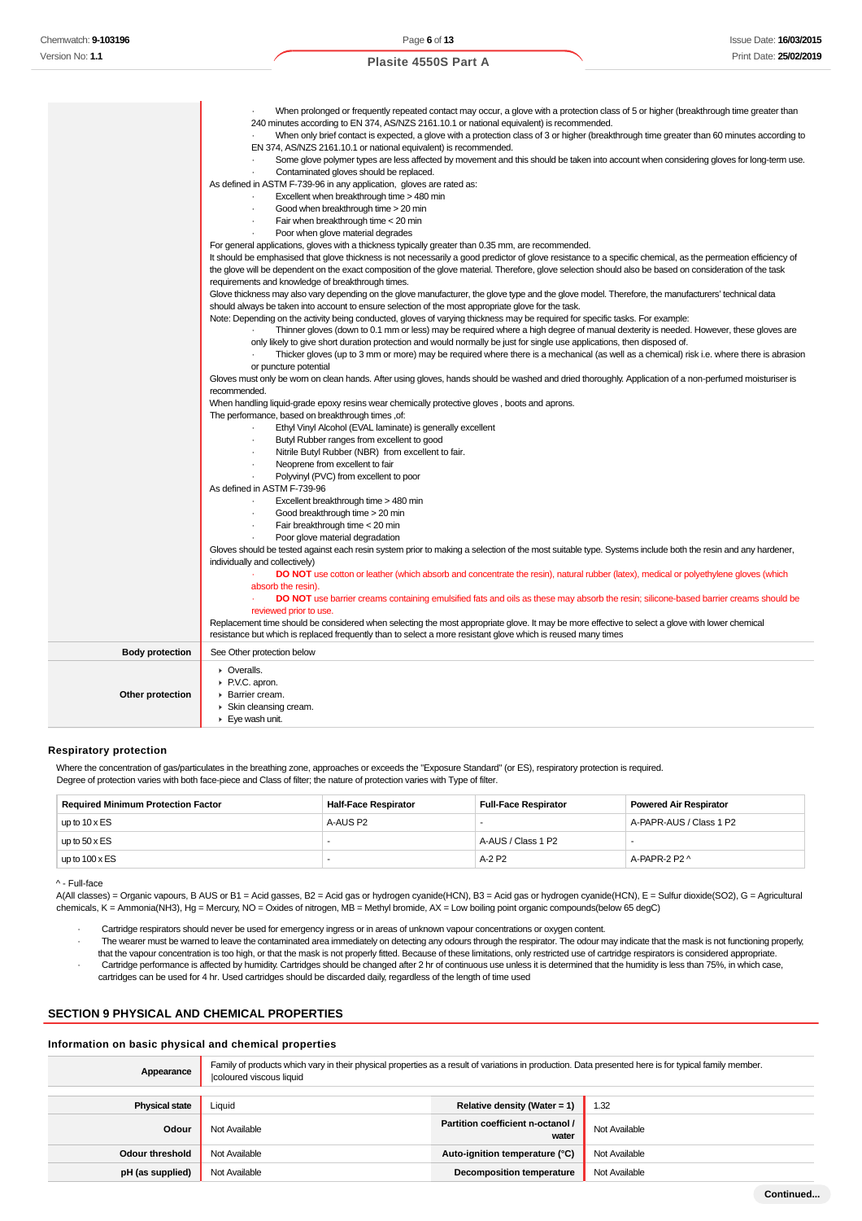| | |
|---|---|
| | · When prolonged or frequently repeated contact may occur, a glove with a protection class of 5 or higher (breakthrough time greater than 240 minutes according to EN 374, AS/NZS 2161.10.1 or national equivalent) is recommended.<br>· When only brief contact is expected, a glove with a protection class of 3 or higher (breakthrough time greater than 60 minutes according to EN 374, AS/NZS 2161.10.1 or national equivalent) is recommended.<br>· Some glove polymer types are less affected by movement and this should be taken into account when considering gloves for long-term use.<br>· Contaminated gloves should be replaced.<br>As defined in ASTM F-739-96 in any application, gloves are rated as:<br>· Excellent when breakthrough time > 480 min<br>· Good when breakthrough time > 20 min<br>· Fair when breakthrough time < 20 min<br>· Poor when glove material degrades<br>For general applications, gloves with a thickness typically greater than 0.35 mm, are recommended.<br>It should be emphasised that glove thickness is not necessarily a good predictor of glove resistance to a specific chemical, as the permeation efficiency of the glove will be dependent on the exact composition of the glove material. Therefore, glove selection should also be based on consideration of the task requirements and knowledge of breakthrough times.<br>Glove thickness may also vary depending on the glove manufacturer, the glove type and the glove model. Therefore, the manufacturers' technical data should always be taken into account to ensure selection of the most appropriate glove for the task.<br>Note: Depending on the activity being conducted, gloves of varying thickness may be required for specific tasks. For example:<br>· Thinner gloves (down to 0.1 mm or less) may be required where a high degree of manual dexterity is needed. However, these gloves are only likely to give short duration protection and would normally be just for single use applications, then disposed of.<br>· Thicker gloves (up to 3 mm or more) may be required where there is a mechanical (as well as a chemical) risk i.e. where there is abrasion or puncture potential<br>Gloves must only be worn on clean hands. After using gloves, hands should be washed and dried thoroughly. Application of a non-perfumed moisturiser is recommended.<br>When handling liquid-grade epoxy resins wear chemically protective gloves , boots and aprons.<br>The performance, based on breakthrough times ,of:<br>· Ethyl Vinyl Alcohol (EVAL laminate) is generally excellent<br>· Butyl Rubber ranges from excellent to good<br>· Nitrile Butyl Rubber (NBR) from excellent to fair.<br>· Neoprene from excellent to fair<br>· Polyvinyl (PVC) from excellent to poor<br>As defined in ASTM F-739-96<br>· Excellent breakthrough time > 480 min<br>· Good breakthrough time > 20 min<br>· Fair breakthrough time < 20 min<br>· Poor glove material degradation<br>Gloves should be tested against each resin system prior to making a selection of the most suitable type. Systems include both the resin and any hardener, individually and collectively)<br>· **DO NOT** use cotton or leather (which absorb and concentrate the resin), natural rubber (latex), medical or polyethylene gloves (which absorb the resin).<br>· **DO NOT** use barrier creams containing emulsified fats and oils as these may absorb the resin; silicone-based barrier creams should be reviewed prior to use.<br>Replacement time should be considered when selecting the most appropriate glove. It may be more effective to select a glove with lower chemical resistance but which is replaced frequently than to select a more resistant glove which is reused many times |
| **Body protection** | See Other protection below |
| **Other protection** | ▸ Overalls.<br>▸ P.V.C. apron.<br>▸ Barrier cream.<br>▸ Skin cleansing cream.<br>▸ Eye wash unit. |

### Respiratory protection

Where the concentration of gas/particulates in the breathing zone, approaches or exceeds the "Exposure Standard" (or ES), respiratory protection is required.
Degree of protection varies with both face-piece and Class of filter; the nature of protection varies with Type of filter.

| Required Minimum Protection Factor | Half-Face Respirator | Full-Face Respirator | Powered Air Respirator |
|---|---|---|---|
| up to 10 x ES | A-AUS P2 | - | A-PAPR-AUS / Class 1 P2 |
| up to 50 x ES | - | A-AUS / Class 1 P2 | - |
| up to 100 x ES | - | A-2 P2 | A-PAPR-2 P2 ^ |

^ - Full-face
A(All classes) = Organic vapours, B AUS or B1 = Acid gasses, B2 = Acid gas or hydrogen cyanide(HCN), B3 = Acid gas or hydrogen cyanide(HCN), E = Sulfur dioxide(SO2), G = Agricultural chemicals, K = Ammonia(NH3), Hg = Mercury, NO = Oxides of nitrogen, MB = Methyl bromide, AX = Low boiling point organic compounds(below 65 degC)

- Cartridge respirators should never be used for emergency ingress or in areas of unknown vapour concentrations or oxygen content.
- The wearer must be warned to leave the contaminated area immediately on detecting any odours through the respirator. The odour may indicate that the mask is not functioning properly, that the vapour concentration is too high, or that the mask is not properly fitted. Because of these limitations, only restricted use of cartridge respirators is considered appropriate.
- Cartridge performance is affected by humidity. Cartridges should be changed after 2 hr of continuous use unless it is determined that the humidity is less than 75%, in which case, cartridges can be used for 4 hr. Used cartridges should be discarded daily, regardless of the length of time used

## SECTION 9 PHYSICAL AND CHEMICAL PROPERTIES

### Information on basic physical and chemical properties

| | | | |
|---|---|---|---|
| **Appearance** | Family of products which vary in their physical properties as a result of variations in production. Data presented here is for typical family member. \|coloured viscous liquid | | |
| **Physical state** | Liquid | **Relative density (Water = 1)** | 1.32 |
| **Odour** | Not Available | **Partition coefficient n-octanol / water** | Not Available |
| **Odour threshold** | Not Available | **Auto-ignition temperature (°C)** | Not Available |
| **pH (as supplied)** | Not Available | **Decomposition temperature** | Not Available |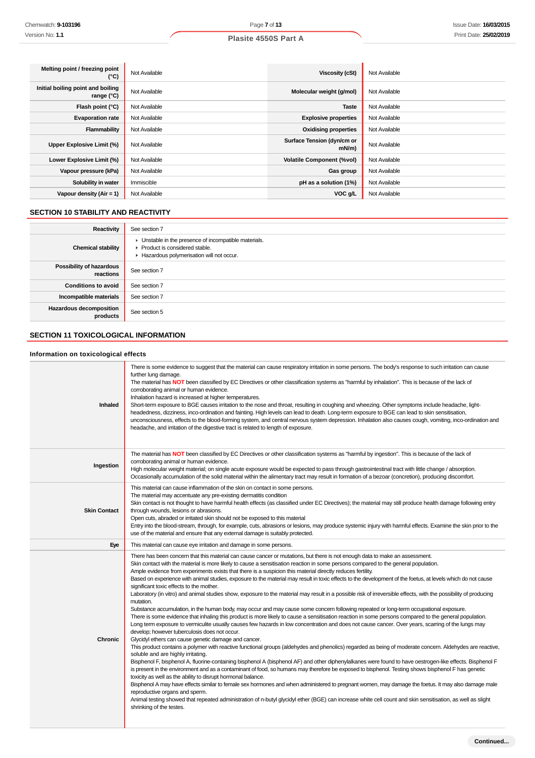| Melting point / freezing point (°C) | Not Available | Viscosity (cSt) | Not Available |
|---|---|---|---|
| Initial boiling point and boiling range (°C) | Not Available | Molecular weight (g/mol) | Not Available |
| Flash point (°C) | Not Available | Taste | Not Available |
| Evaporation rate | Not Available | Explosive properties | Not Available |
| Flammability | Not Available | Oxidising properties | Not Available |
| Upper Explosive Limit (%) | Not Available | Surface Tension (dyn/cm or mN/m) | Not Available |
| Lower Explosive Limit (%) | Not Available | Volatile Component (%vol) | Not Available |
| Vapour pressure (kPa) | Not Available | Gas group | Not Available |
| Solubility in water | Immiscible | pH as a solution (1%) | Not Available |
| Vapour density (Air = 1) | Not Available | VOC g/L | Not Available |

## SECTION 10 STABILITY AND REACTIVITY

| | |
|---|---|
| **Reactivity** | See section 7 |
| **Chemical stability** | ▸ Unstable in the presence of incompatible materials.<br>▸ Product is considered stable.<br>▸ Hazardous polymerisation will not occur. |
| **Possibility of hazardous reactions** | See section 7 |
| **Conditions to avoid** | See section 7 |
| **Incompatible materials** | See section 7 |
| **Hazardous decomposition products** | See section 5 |

## SECTION 11 TOXICOLOGICAL INFORMATION

### Information on toxicological effects

| | |
|---|---|
| **Inhaled** | There is some evidence to suggest that the material can cause respiratory irritation in some persons. The body's response to such irritation can cause further lung damage.<br>The material has **NOT** been classified by EC Directives or other classification systems as "harmful by inhalation". This is because of the lack of corroborating animal or human evidence.<br>Inhalation hazard is increased at higher temperatures.<br>Short-term exposure to BGE causes irritation to the nose and throat, resulting in coughing and wheezing. Other symptoms include headache, light-headedness, dizziness, inco-ordination and fainting. High levels can lead to death. Long-term exposure to BGE can lead to skin sensitisation, unconsciousness, effects to the blood-forming system, and central nervous system depression. Inhalation also causes cough, vomiting, inco-ordination and headache, and irritation of the digestive tract is related to length of exposure. |
| **Ingestion** | The material has **NOT** been classified by EC Directives or other classification systems as "harmful by ingestion". This is because of the lack of corroborating animal or human evidence.<br>High molecular weight material; on single acute exposure would be expected to pass through gastrointestinal tract with little change / absorption. Occasionally accumulation of the solid material within the alimentary tract may result in formation of a bezoar (concretion), producing discomfort. |
| **Skin Contact** | This material can cause inflammation of the skin on contact in some persons.<br>The material may accentuate any pre-existing dermatitis condition<br>Skin contact is not thought to have harmful health effects (as classified under EC Directives); the material may still produce health damage following entry through wounds, lesions or abrasions.<br>Open cuts, abraded or irritated skin should not be exposed to this material<br>Entry into the blood-stream, through, for example, cuts, abrasions or lesions, may produce systemic injury with harmful effects. Examine the skin prior to the use of the material and ensure that any external damage is suitably protected. |
| **Eye** | This material can cause eye irritation and damage in some persons. |
| **Chronic** | There has been concern that this material can cause cancer or mutations, but there is not enough data to make an assessment.<br>Skin contact with the material is more likely to cause a sensitisation reaction in some persons compared to the general population.<br>Ample evidence from experiments exists that there is a suspicion this material directly reduces fertility.<br>Based on experience with animal studies, exposure to the material may result in toxic effects to the development of the foetus, at levels which do not cause significant toxic effects to the mother.<br>Laboratory (in vitro) and animal studies show, exposure to the material may result in a possible risk of irreversible effects, with the possibility of producing mutation.<br>Substance accumulation, in the human body, may occur and may cause some concern following repeated or long-term occupational exposure.<br>There is some evidence that inhaling this product is more likely to cause a sensitisation reaction in some persons compared to the general population.<br>Long term exposure to vermiculite usually causes few hazards in low concentration and does not cause cancer. Over years, scarring of the lungs may develop; however tuberculosis does not occur.<br>Glycidyl ethers can cause genetic damage and cancer.<br>This product contains a polymer with reactive functional groups (aldehydes and phenolics) regarded as being of moderate concern. Aldehydes are reactive, soluble and are highly irritating.<br>Bisphenol F, bisphenol A, fluorine-containing bisphenol A (bisphenol AF) and other diphenylalkanes were found to have oestrogen-like effects. Bisphenol F is present in the environment and as a contaminant of food, so humans may therefore be exposed to bisphenol. Testing shows bisphenol F has genetic toxicity as well as the ability to disrupt hormonal balance.<br>Bisphenol A may have effects similar to female sex hormones and when administered to pregnant women, may damage the foetus. It may also damage male reproductive organs and sperm.<br>Animal testing showed that repeated administration of n-butyl glycidyl ether (BGE) can increase white cell count and skin sensitisation, as well as slight shrinking of the testes. |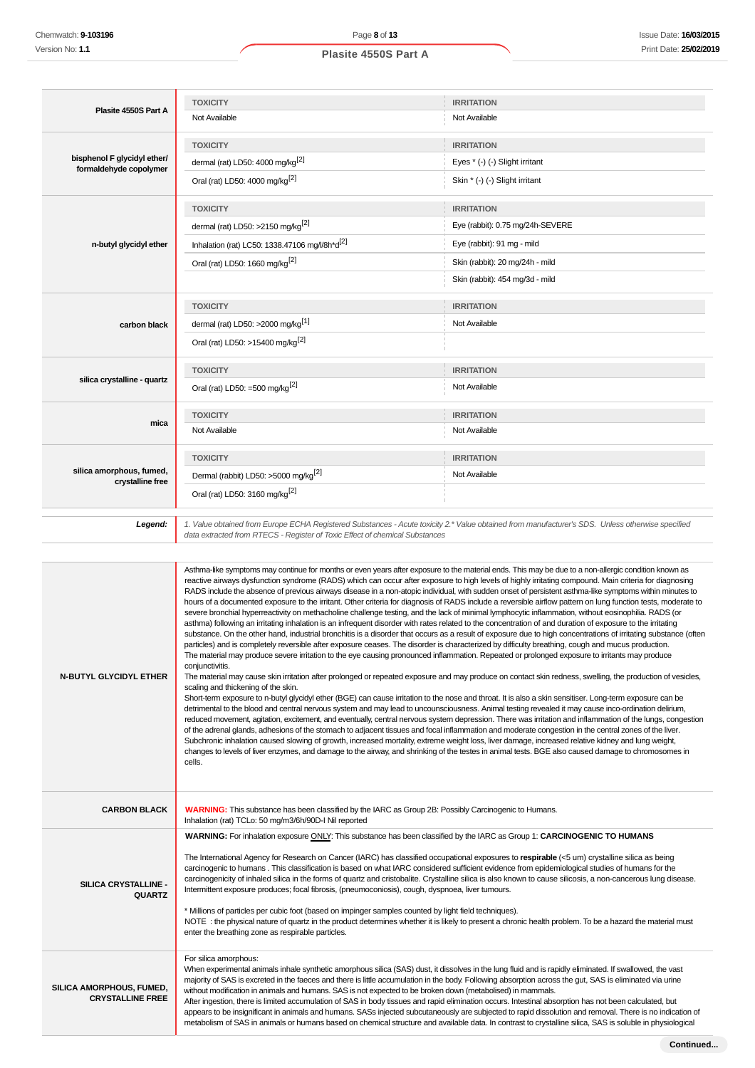| | TOXICITY | IRRITATION |
|---|---|---|
| **Plasite 4550S Part A** | Not Available | Not Available |
| **bisphenol F glycidyl ether/ formaldehyde copolymer** | dermal (rat) LD50: 4000 mg/kg[2] | Eyes * (-) (-) Slight irritant |
| | Oral (rat) LD50: 4000 mg/kg[2] | Skin * (-) (-) Slight irritant |
| **n-butyl glycidyl ether** | dermal (rat) LD50: >2150 mg/kg[2] | Eye (rabbit): 0.75 mg/24h-SEVERE |
| | Inhalation (rat) LC50: 1338.47106 mg/l/8h*d[2] | Eye (rabbit): 91 mg - mild |
| | Oral (rat) LD50: 1660 mg/kg[2] | Skin (rabbit): 20 mg/24h - mild |
| | | Skin (rabbit): 454 mg/3d - mild |
| **carbon black** | dermal (rat) LD50: >2000 mg/kg[1] | Not Available |
| | Oral (rat) LD50: >15400 mg/kg[2] | |
| **silica crystalline - quartz** | Oral (rat) LD50: =500 mg/kg[2] | Not Available |
| **mica** | Not Available | Not Available |
| **silica amorphous, fumed, crystalline free** | Dermal (rabbit) LD50: >5000 mg/kg[2] | Not Available |
| | Oral (rat) LD50: 3160 mg/kg[2] | |

***Legend:*** *1. Value obtained from Europe ECHA Registered Substances - Acute toxicity 2.* Value obtained from manufacturer's SDS. Unless otherwise specified data extracted from RTECS - Register of Toxic Effect of chemical Substances*

**N-BUTYL GLYCIDYL ETHER**

Asthma-like symptoms may continue for months or even years after exposure to the material ends. This may be due to a non-allergic condition known as reactive airways dysfunction syndrome (RADS) which can occur after exposure to high levels of highly irritating compound. Main criteria for diagnosing RADS include the absence of previous airways disease in a non-atopic individual, with sudden onset of persistent asthma-like symptoms within minutes to hours of a documented exposure to the irritant. Other criteria for diagnosis of RADS include a reversible airflow pattern on lung function tests, moderate to severe bronchial hyperreactivity on methacholine challenge testing, and the lack of minimal lymphocytic inflammation, without eosinophilia. RADS (or asthma) following an irritating inhalation is an infrequent disorder with rates related to the concentration of and duration of exposure to the irritating substance. On the other hand, industrial bronchitis is a disorder that occurs as a result of exposure due to high concentrations of irritating substance (often particles) and is completely reversible after exposure ceases. The disorder is characterized by difficulty breathing, cough and mucus production.
The material may produce severe irritation to the eye causing pronounced inflammation. Repeated or prolonged exposure to irritants may produce conjunctivitis.
The material may cause skin irritation after prolonged or repeated exposure and may produce on contact skin redness, swelling, the production of vesicles, scaling and thickening of the skin.
Short-term exposure to n-butyl glycidyl ether (BGE) can cause irritation to the nose and throat. It is also a skin sensitiser. Long-term exposure can be detrimental to the blood and central nervous system and may lead to uncounsciousness. Animal testing revealed it may cause inco-ordination delirium, reduced movement, agitation, excitement, and eventually, central nervous system depression. There was irritation and inflammation of the lungs, congestion of the adrenal glands, adhesions of the stomach to adjacent tissues and focal inflammation and moderate congestion in the central zones of the liver.
Subchronic inhalation caused slowing of growth, increased mortality, extreme weight loss, liver damage, increased relative kidney and lung weight, changes to levels of liver enzymes, and damage to the airway, and shrinking of the testes in animal tests. BGE also caused damage to chromosomes in cells.

**CARBON BLACK**

**WARNING:** This substance has been classified by the IARC as Group 2B: Possibly Carcinogenic to Humans.
Inhalation (rat) TCLo: 50 mg/m3/6h/90D-I Nil reported

**SILICA CRYSTALLINE - QUARTZ**

**WARNING:** For inhalation exposure ONLY: This substance has been classified by the IARC as Group 1: **CARCINOGENIC TO HUMANS**

The International Agency for Research on Cancer (IARC) has classified occupational exposures to **respirable** (<5 um) crystalline silica as being carcinogenic to humans . This classification is based on what IARC considered sufficient evidence from epidemiological studies of humans for the carcinogenicity of inhaled silica in the forms of quartz and cristobalite. Crystalline silica is also known to cause silicosis, a non-cancerous lung disease.
Intermittent exposure produces; focal fibrosis, (pneumoconiosis), cough, dyspnoea, liver tumours.

* Millions of particles per cubic foot (based on impinger samples counted by light field techniques).
NOTE : the physical nature of quartz in the product determines whether it is likely to present a chronic health problem. To be a hazard the material must enter the breathing zone as respirable particles.

**SILICA AMORPHOUS, FUMED, CRYSTALLINE FREE**

For silica amorphous:
When experimental animals inhale synthetic amorphous silica (SAS) dust, it dissolves in the lung fluid and is rapidly eliminated. If swallowed, the vast majority of SAS is excreted in the faeces and there is little accumulation in the body. Following absorption across the gut, SAS is eliminated via urine without modification in animals and humans. SAS is not expected to be broken down (metabolised) in mammals.
After ingestion, there is limited accumulation of SAS in body tissues and rapid elimination occurs. Intestinal absorption has not been calculated, but appears to be insignificant in animals and humans. SASs injected subcutaneously are subjected to rapid dissolution and removal. There is no indication of metabolism of SAS in animals or humans based on chemical structure and available data. In contrast to crystalline silica, SAS is soluble in physiological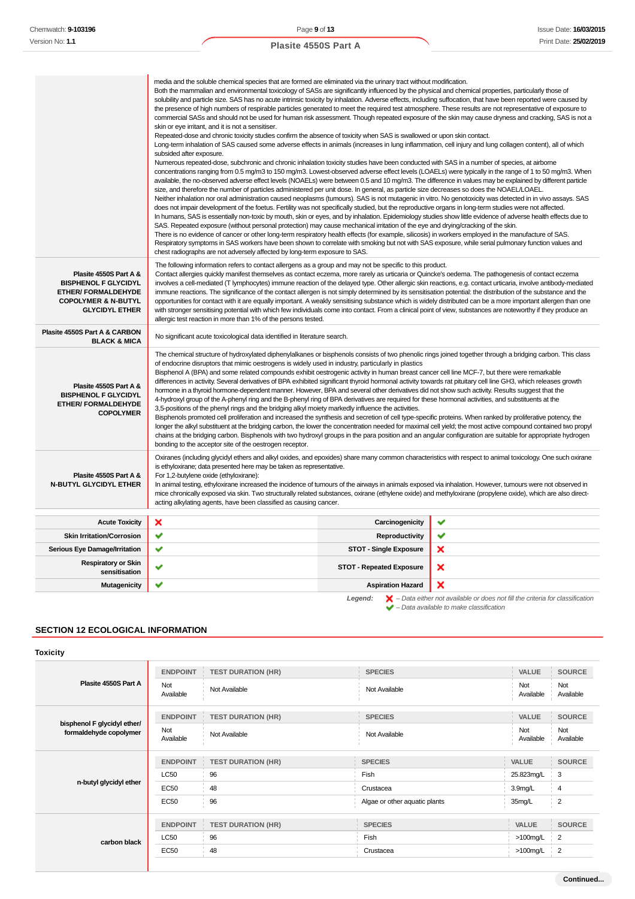| | |
|---|---|
| | media and the soluble chemical species that are formed are eliminated via the urinary tract without modification.<br>Both the mammalian and environmental toxicology of SASs are significantly influenced by the physical and chemical properties, particularly those of solubility and particle size. SAS has no acute intrinsic toxicity by inhalation. Adverse effects, including suffocation, that have been reported were caused by the presence of high numbers of respirable particles generated to meet the required test atmosphere. These results are not representative of exposure to commercial SASs and should not be used for human risk assessment. Though repeated exposure of the skin may cause dryness and cracking, SAS is not a skin or eye irritant, and it is not a sensitiser.<br>Repeated-dose and chronic toxicity studies confirm the absence of toxicity when SAS is swallowed or upon skin contact.<br>Long-term inhalation of SAS caused some adverse effects in animals (increases in lung inflammation, cell injury and lung collagen content), all of which subsided after exposure.<br>Numerous repeated-dose, subchronic and chronic inhalation toxicity studies have been conducted with SAS in a number of species, at airborne concentrations ranging from 0.5 mg/m3 to 150 mg/m3. Lowest-observed adverse effect levels (LOAELs) were typically in the range of 1 to 50 mg/m3. When available, the no-observed adverse effect levels (NOAELs) were between 0.5 and 10 mg/m3. The difference in values may be explained by different particle size, and therefore the number of particles administered per unit dose. In general, as particle size decreases so does the NOAEL/LOAEL.<br>Neither inhalation nor oral administration caused neoplasms (tumours). SAS is not mutagenic in vitro. No genotoxicity was detected in in vivo assays. SAS does not impair development of the foetus. Fertility was not specifically studied, but the reproductive organs in long-term studies were not affected.<br>In humans, SAS is essentially non-toxic by mouth, skin or eyes, and by inhalation. Epidemiology studies show little evidence of adverse health effects due to SAS. Repeated exposure (without personal protection) may cause mechanical irritation of the eye and drying/cracking of the skin.<br>There is no evidence of cancer or other long-term respiratory health effects (for example, silicosis) in workers employed in the manufacture of SAS. Respiratory symptoms in SAS workers have been shown to correlate with smoking but not with SAS exposure, while serial pulmonary function values and chest radiographs are not adversely affected by long-term exposure to SAS. |
| **Plasite 4550S Part A & BISPHENOL F GLYCIDYL ETHER/ FORMALDEHYDE COPOLYMER & N-BUTYL GLYCIDYL ETHER** | The following information refers to contact allergens as a group and may not be specific to this product.<br>Contact allergies quickly manifest themselves as contact eczema, more rarely as urticaria or Quincke's oedema. The pathogenesis of contact eczema involves a cell-mediated (T lymphocytes) immune reaction of the delayed type. Other allergic skin reactions, e.g. contact urticaria, involve antibody-mediated immune reactions. The significance of the contact allergen is not simply determined by its sensitisation potential: the distribution of the substance and the opportunities for contact with it are equally important. A weakly sensitising substance which is widely distributed can be a more important allergen than one with stronger sensitising potential with which few individuals come into contact. From a clinical point of view, substances are noteworthy if they produce an allergic test reaction in more than 1% of the persons tested. |
| **Plasite 4550S Part A & CARBON BLACK & MICA** | No significant acute toxicological data identified in literature search. |
| **Plasite 4550S Part A & BISPHENOL F GLYCIDYL ETHER/ FORMALDEHYDE COPOLYMER** | The chemical structure of hydroxylated diphenylalkanes or bisphenols consists of two phenolic rings joined together through a bridging carbon. This class of endocrine disruptors that mimic oestrogens is widely used in industry, particularly in plastics<br>Bisphenol A (BPA) and some related compounds exhibit oestrogenic activity in human breast cancer cell line MCF-7, but there were remarkable differences in activity. Several derivatives of BPA exhibited significant thyroid hormonal activity towards rat pituitary cell line GH3, which releases growth hormone in a thyroid hormone-dependent manner. However, BPA and several other derivatives did not show such activity. Results suggest that the 4-hydroxyl group of the A-phenyl ring and the B-phenyl ring of BPA derivatives are required for these hormonal activities, and substituents at the 3,5-positions of the phenyl rings and the bridging alkyl moiety markedly influence the activities.<br>Bisphenols promoted cell proliferation and increased the synthesis and secretion of cell type-specific proteins. When ranked by proliferative potency, the longer the alkyl substituent at the bridging carbon, the lower the concentration needed for maximal cell yield; the most active compound contained two propyl chains at the bridging carbon. Bisphenols with two hydroxyl groups in the para position and an angular configuration are suitable for appropriate hydrogen bonding to the acceptor site of the oestrogen receptor. |
| **Plasite 4550S Part A & N-BUTYL GLYCIDYL ETHER** | Oxiranes (including glycidyl ethers and alkyl oxides, and epoxides) share many common characteristics with respect to animal toxicology. One such oxirane is ethyloxirane; data presented here may be taken as representative.<br>For 1,2-butylene oxide (ethyloxirane):<br>In animal testing, ethyloxirane increased the incidence of tumours of the airways in animals exposed via inhalation. However, tumours were not observed in mice chronically exposed via skin. Two structurally related substances, oxirane (ethylene oxide) and methyloxirane (propylene oxide), which are also direct-acting alkylating agents, have been classified as causing cancer. |

| | | | |
|---|---|---|---|
| **Acute Toxicity** | ✗ | **Carcinogenicity** | ✔ |
| **Skin Irritation/Corrosion** | ✔ | **Reproductivity** | ✔ |
| **Serious Eye Damage/Irritation** | ✔ | **STOT - Single Exposure** | ✗ |
| **Respiratory or Skin sensitisation** | ✔ | **STOT - Repeated Exposure** | ✗ |
| **Mutagenicity** | ✔ | **Aspiration Hazard** | ✗ |

*Legend:* ✗ – *Data either not available or does not fill the criteria for classification*
✔ – *Data available to make classification*

## SECTION 12 ECOLOGICAL INFORMATION

### Toxicity

| | ENDPOINT | TEST DURATION (HR) | SPECIES | VALUE | SOURCE |
|---|---|---|---|---|---|
| **Plasite 4550S Part A** | Not Available | Not Available | Not Available | Not Available | Not Available |

| | ENDPOINT | TEST DURATION (HR) | SPECIES | VALUE | SOURCE |
|---|---|---|---|---|---|
| **bisphenol F glycidyl ether/ formaldehyde copolymer** | Not Available | Not Available | Not Available | Not Available | Not Available |

| | ENDPOINT | TEST DURATION (HR) | SPECIES | VALUE | SOURCE |
|---|---|---|---|---|---|
| **n-butyl glycidyl ether** | LC50 | 96 | Fish | 25.823mg/L | 3 |
| | EC50 | 48 | Crustacea | 3.9mg/L | 4 |
| | EC50 | 96 | Algae or other aquatic plants | 35mg/L | 2 |

| | ENDPOINT | TEST DURATION (HR) | SPECIES | VALUE | SOURCE |
|---|---|---|---|---|---|
| **carbon black** | LC50 | 96 | Fish | >100mg/L | 2 |
| | EC50 | 48 | Crustacea | >100mg/L | 2 |

**Continued...**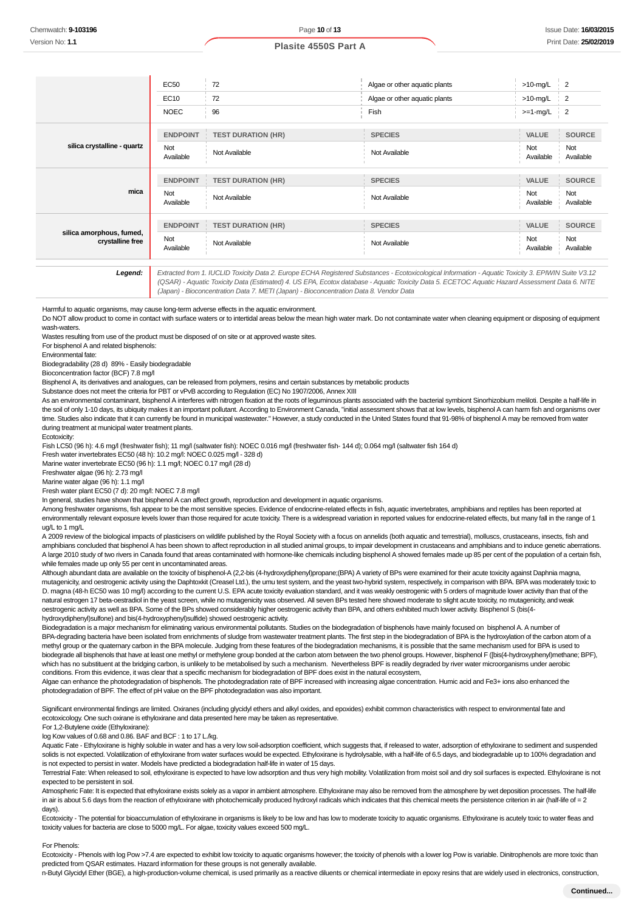| | EC50 | 72 | Algae or other aquatic plants | >10-mg/L | 2 |
|---|---|---|---|---|---|
| | EC10 | 72 | Algae or other aquatic plants | >10-mg/L | 2 |
| | NOEC | 96 | Fish | >=1-mg/L | 2 |
| **silica crystalline - quartz** | **ENDPOINT** | **TEST DURATION (HR)** | **SPECIES** | **VALUE** | **SOURCE** |
| | Not Available | Not Available | Not Available | Not Available | Not Available |
| **mica** | **ENDPOINT** | **TEST DURATION (HR)** | **SPECIES** | **VALUE** | **SOURCE** |
| | Not Available | Not Available | Not Available | Not Available | Not Available |
| **silica amorphous, fumed, crystalline free** | **ENDPOINT** | **TEST DURATION (HR)** | **SPECIES** | **VALUE** | **SOURCE** |
| | Not Available | Not Available | Not Available | Not Available | Not Available |

| | |
|---|---|
| ***Legend:*** | *Extracted from 1. IUCLID Toxicity Data 2. Europe ECHA Registered Substances - Ecotoxicological Information - Aquatic Toxicity 3. EPIWIN Suite V3.12 (QSAR) - Aquatic Toxicity Data (Estimated) 4. US EPA, Ecotox database - Aquatic Toxicity Data 5. ECETOC Aquatic Hazard Assessment Data 6. NITE (Japan) - Bioconcentration Data 7. METI (Japan) - Bioconcentration Data 8. Vendor Data* |

Harmful to aquatic organisms, may cause long-term adverse effects in the aquatic environment.

Do NOT allow product to come in contact with surface waters or to intertidal areas below the mean high water mark. Do not contaminate water when cleaning equipment or disposing of equipment wash-waters.

Wastes resulting from use of the product must be disposed of on site or at approved waste sites.

For bisphenol A and related bisphenols:

Environmental fate:

Biodegradability (28 d) 89% - Easily biodegradable

Bioconcentration factor (BCF) 7.8 mg/l

Bisphenol A, its derivatives and analogues, can be released from polymers, resins and certain substances by metabolic products

Substance does not meet the criteria for PBT or vPvB according to Regulation (EC) No 1907/2006, Annex XIII

As an environmental contaminant, bisphenol A interferes with nitrogen fixation at the roots of leguminous plants associated with the bacterial symbiont Sinorhizobium meliloti. Despite a half-life in the soil of only 1-10 days, its ubiquity makes it an important pollutant. According to Environment Canada, "initial assessment shows that at low levels, bisphenol A can harm fish and organisms over time. Studies also indicate that it can currently be found in municipal wastewater." However, a study conducted in the United States found that 91-98% of bisphenol A may be removed from water during treatment at municipal water treatment plants.

Ecotoxicity:

Fish LC50 (96 h): 4.6 mg/l (freshwater fish); 11 mg/l (saltwater fish): NOEC 0.016 mg/l (freshwater fish- 144 d); 0.064 mg/l (saltwater fish 164 d)

Fresh water invertebrates EC50 (48 h): 10.2 mg/l: NOEC 0.025 mg/l - 328 d)

Marine water invertebrate EC50 (96 h): 1.1 mg/l; NOEC 0.17 mg/l (28 d)

Freshwater algae (96 h): 2.73 mg/l

Marine water algae (96 h): 1.1 mg/l

Fresh water plant EC50 (7 d): 20 mg/l: NOEC 7.8 mg/l

In general, studies have shown that bisphenol A can affect growth, reproduction and development in aquatic organisms.

Among freshwater organisms, fish appear to be the most sensitive species. Evidence of endocrine-related effects in fish, aquatic invertebrates, amphibians and reptiles has been reported at environmentally relevant exposure levels lower than those required for acute toxicity. There is a widespread variation in reported values for endocrine-related effects, but many fall in the range of 1 ug/L to 1 mg/L

A 2009 review of the biological impacts of plasticisers on wildlife published by the Royal Society with a focus on annelids (both aquatic and terrestrial), molluscs, crustaceans, insects, fish and amphibians concluded that bisphenol A has been shown to affect reproduction in all studied animal groups, to impair development in crustaceans and amphibians and to induce genetic aberrations. A large 2010 study of two rivers in Canada found that areas contaminated with hormone-like chemicals including bisphenol A showed females made up 85 per cent of the population of a certain fish, while females made up only 55 per cent in uncontaminated areas.

Although abundant data are available on the toxicity of bisphenol-A (2,2-bis (4-hydroxydiphenyl)propane;(BPA) A variety of BPs were examined for their acute toxicity against Daphnia magna, mutagenicity, and oestrogenic activity using the Daphtoxkit (Creasel Ltd.), the umu test system, and the yeast two-hybrid system, respectively, in comparison with BPA. BPA was moderately toxic to D. magna (48-h EC50 was 10 mg/l) according to the current U.S. EPA acute toxicity evaluation standard, and it was weakly oestrogenic with 5 orders of magnitude lower activity than that of the natural estrogen 17 beta-oestradiol in the yeast screen, while no mutagenicity was observed. All seven BPs tested here showed moderate to slight acute toxicity, no mutagenicity, and weak oestrogenic activity as well as BPA. Some of the BPs showed considerably higher oestrogenic activity than BPA, and others exhibited much lower activity. Bisphenol S (bis(4-hydroxydiphenyl)sulfone) and bis(4-hydroxyphenyl)sulfide) showed oestrogenic activity.

Biodegradation is a major mechanism for eliminating various environmental pollutants. Studies on the biodegradation of bisphenols have mainly focused on bisphenol A. A number of BPA-degrading bacteria have been isolated from enrichments of sludge from wastewater treatment plants. The first step in the biodegradation of BPA is the hydroxylation of the carbon atom of a methyl group or the quaternary carbon in the BPA molecule. Judging from these features of the biodegradation mechanisms, it is possible that the same mechanism used for BPA is used to biodegrade all bisphenols that have at least one methyl or methylene group bonded at the carbon atom between the two phenol groups. However, bisphenol F ([bis(4-hydroxyphenyl)methane; BPF), which has no substituent at the bridging carbon, is unlikely to be metabolised by such a mechanism. Nevertheless BPF is readily degraded by river water microorganisms under aerobic conditions. From this evidence, it was clear that a specific mechanism for biodegradation of BPF does exist in the natural ecosystem,

Algae can enhance the photodegradation of bisphenols. The photodegradation rate of BPF increased with increasing algae concentration. Humic acid and $Fe^{3+}$ ions also enhanced the photodegradation of BPF. The effect of pH value on the BPF photodegradation was also important.

Significant environmental findings are limited. Oxiranes (including glycidyl ethers and alkyl oxides, and epoxides) exhibit common characteristics with respect to environmental fate and ecotoxicology. One such oxirane is ethyloxirane and data presented here may be taken as representative.

For 1,2-Butylene oxide (Ethyloxirane):

log Kow values of 0.68 and 0.86. BAF and BCF : 1 to 17 L/kg.

Aquatic Fate - Ethyloxirane is highly soluble in water and has a very low soil-adsorption coefficient, which suggests that, if released to water, adsorption of ethyloxirane to sediment and suspended solids is not expected. Volatilization of ethyloxirane from water surfaces would be expected. Ethyloxirane is hydrolysable, with a half-life of 6.5 days, and biodegradable up to 100% degradation and is not expected to persist in water. Models have predicted a biodegradation half-life in water of 15 days.

Terrestrial Fate: When released to soil, ethyloxirane is expected to have low adsorption and thus very high mobility. Volatilization from moist soil and dry soil surfaces is expected. Ethyloxirane is not expected to be persistent in soil.

Atmospheric Fate: It is expected that ethyloxirane exists solely as a vapor in ambient atmosphere. Ethyloxirane may also be removed from the atmosphere by wet deposition processes. The half-life in air is about 5.6 days from the reaction of ethyloxirane with photochemically produced hydroxyl radicals which indicates that this chemical meets the persistence criterion in air (half-life of = 2 days).

Ecotoxicity - The potential for bioaccumulation of ethyloxirane in organisms is likely to be low and has low to moderate toxicity to aquatic organisms. Ethyloxirane is acutely toxic to water fleas and toxicity values for bacteria are close to 5000 mg/L. For algae, toxicity values exceed 500 mg/L.

For Phenols:

Ecotoxicity - Phenols with log Pow >7.4 are expected to exhibit low toxicity to aquatic organisms however; the toxicity of phenols with a lower log Pow is variable. Dinitrophenols are more toxic than predicted from QSAR estimates. Hazard information for these groups is not generally available.

n-Butyl Glycidyl Ether (BGE), a high-production-volume chemical, is used primarily as a reactive diluents or chemical intermediate in epoxy resins that are widely used in electronics, construction,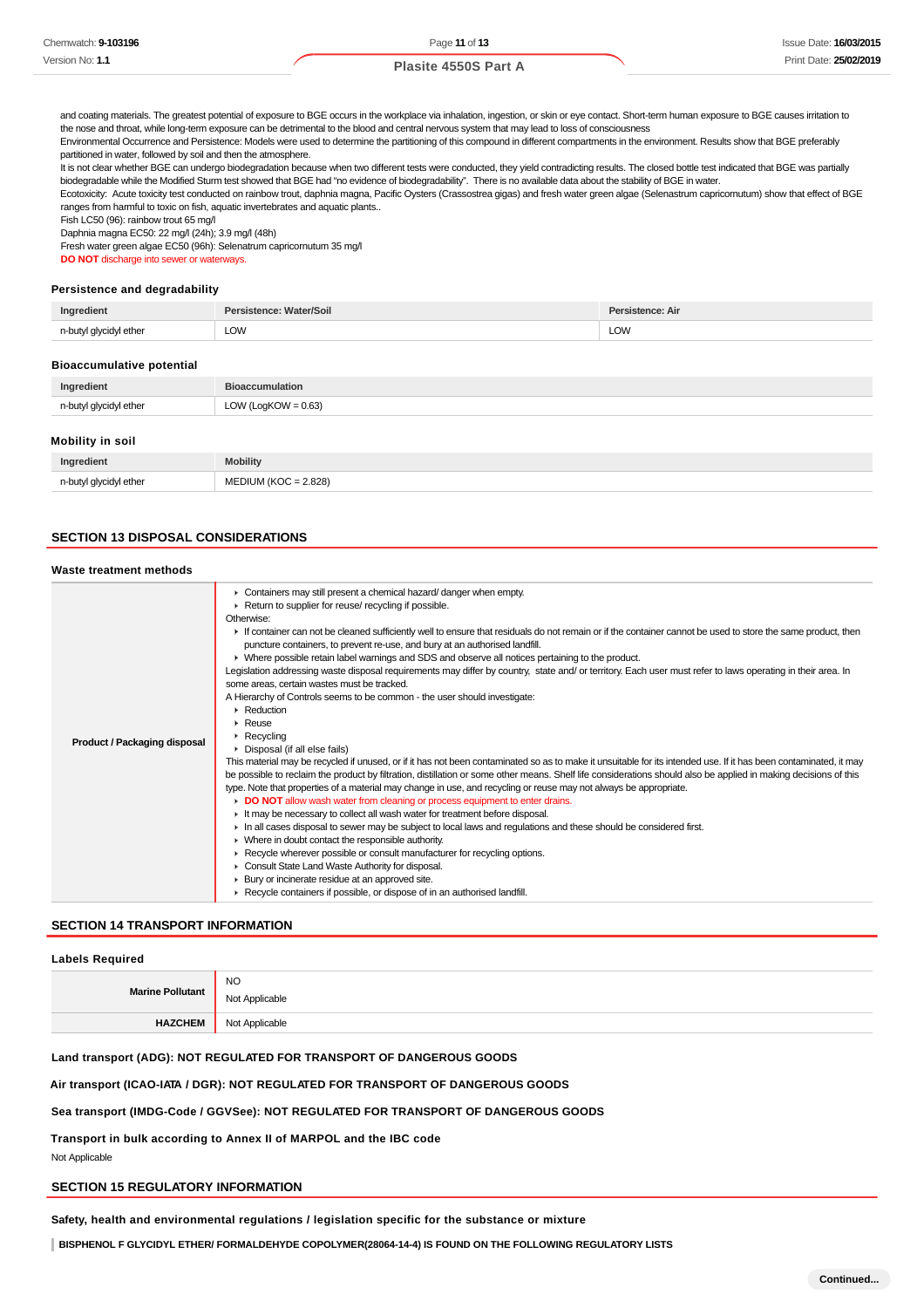and coating materials. The greatest potential of exposure to BGE occurs in the workplace via inhalation, ingestion, or skin or eye contact. Short-term human exposure to BGE causes irritation to the nose and throat, while long-term exposure can be detrimental to the blood and central nervous system that may lead to loss of consciousness
Environmental Occurrence and Persistence: Models were used to determine the partitioning of this compound in different compartments in the environment. Results show that BGE preferably partitioned in water, followed by soil and then the atmosphere.
It is not clear whether BGE can undergo biodegradation because when two different tests were conducted, they yield contradicting results. The closed bottle test indicated that BGE was partially biodegradable while the Modified Sturm test showed that BGE had "no evidence of biodegradability". There is no available data about the stability of BGE in water.
Ecotoxicity: Acute toxicity test conducted on rainbow trout, daphnia magna, Pacific Oysters (Crassostrea gigas) and fresh water green algae (Selenastrum capricornutum) show that effect of BGE ranges from harmful to toxic on fish, aquatic invertebrates and aquatic plants..
Fish LC50 (96): rainbow trout 65 mg/l
Daphnia magna EC50: 22 mg/l (24h); 3.9 mg/l (48h)
Fresh water green algae EC50 (96h): Selenatrum capricornutum 35 mg/l
**DO NOT** discharge into sewer or waterways.

### Persistence and degradability

| Ingredient | Persistence: Water/Soil | Persistence: Air |
|---|---|---|
| n-butyl glycidyl ether | LOW | LOW |

### Bioaccumulative potential

| Ingredient | Bioaccumulation |
|---|---|
| n-butyl glycidyl ether | LOW (LogKOW = 0.63) |

### Mobility in soil

| Ingredient | Mobility |
|---|---|
| n-butyl glycidyl ether | MEDIUM (KOC = 2.828) |

## SECTION 13 DISPOSAL CONSIDERATIONS

### Waste treatment methods

**Product / Packaging disposal**

- Containers may still present a chemical hazard/ danger when empty.
- Return to supplier for reuse/ recycling if possible.

Otherwise:

- If container can not be cleaned sufficiently well to ensure that residuals do not remain or if the container cannot be used to store the same product, then puncture containers, to prevent re-use, and bury at an authorised landfill.
- Where possible retain label warnings and SDS and observe all notices pertaining to the product.

Legislation addressing waste disposal requirements may differ by country, state and/ or territory. Each user must refer to laws operating in their area. In some areas, certain wastes must be tracked.

A Hierarchy of Controls seems to be common - the user should investigate:

- Reduction
- Reuse
- Recycling
- Disposal (if all else fails)

This material may be recycled if unused, or if it has not been contaminated so as to make it unsuitable for its intended use. If it has been contaminated, it may be possible to reclaim the product by filtration, distillation or some other means. Shelf life considerations should also be applied in making decisions of this type. Note that properties of a material may change in use, and recycling or reuse may not always be appropriate.

- **DO NOT** allow wash water from cleaning or process equipment to enter drains.
- It may be necessary to collect all wash water for treatment before disposal.
- In all cases disposal to sewer may be subject to local laws and regulations and these should be considered first.
- Where in doubt contact the responsible authority.
- Recycle wherever possible or consult manufacturer for recycling options.
- Consult State Land Waste Authority for disposal.
- Bury or incinerate residue at an approved site.
- Recycle containers if possible, or dispose of in an authorised landfill.

## SECTION 14 TRANSPORT INFORMATION

### Labels Required

| | |
|---|---|
| **Marine Pollutant** | NO<br>Not Applicable |
| **HAZCHEM** | Not Applicable |

**Land transport (ADG): NOT REGULATED FOR TRANSPORT OF DANGEROUS GOODS**

**Air transport (ICAO-IATA / DGR): NOT REGULATED FOR TRANSPORT OF DANGEROUS GOODS**

**Sea transport (IMDG-Code / GGVSee): NOT REGULATED FOR TRANSPORT OF DANGEROUS GOODS**

**Transport in bulk according to Annex II of MARPOL and the IBC code**

Not Applicable

## SECTION 15 REGULATORY INFORMATION

**Safety, health and environmental regulations / legislation specific for the substance or mixture**

**BISPHENOL F GLYCIDYL ETHER/ FORMALDEHYDE COPOLYMER(28064-14-4) IS FOUND ON THE FOLLOWING REGULATORY LISTS**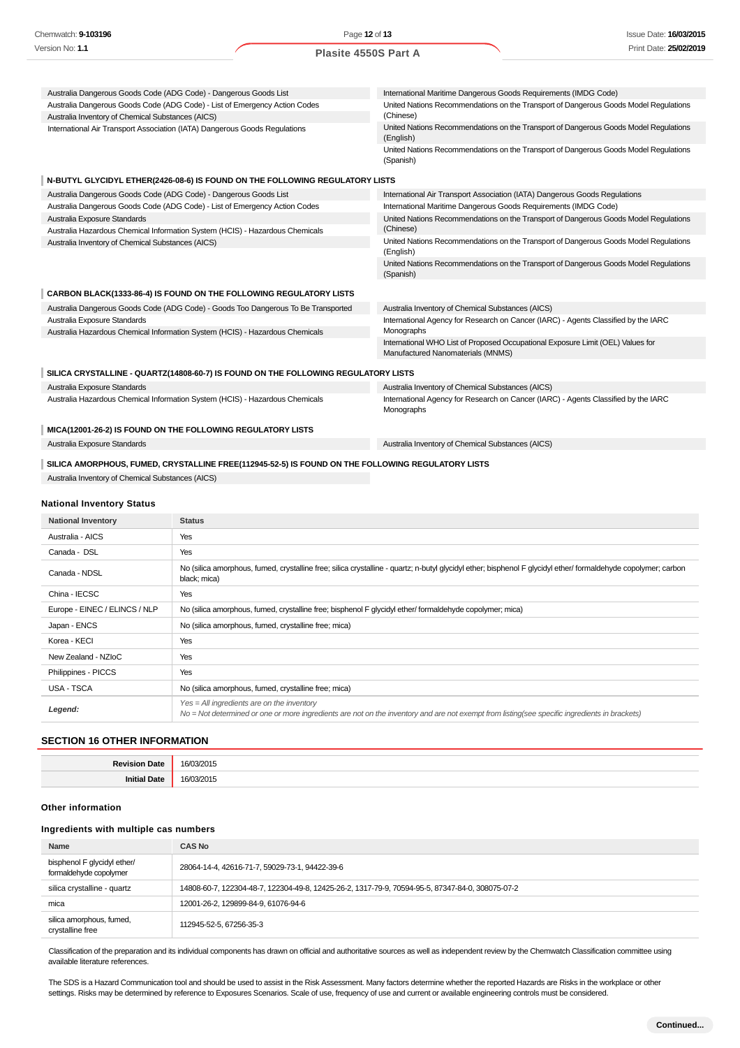| | |
|---|---|
| Australia Dangerous Goods Code (ADG Code) - Dangerous Goods List | International Maritime Dangerous Goods Requirements (IMDG Code) |
| Australia Dangerous Goods Code (ADG Code) - List of Emergency Action Codes | United Nations Recommendations on the Transport of Dangerous Goods Model Regulations (Chinese) |
| Australia Inventory of Chemical Substances (AICS) | United Nations Recommendations on the Transport of Dangerous Goods Model Regulations (English) |
| International Air Transport Association (IATA) Dangerous Goods Regulations | United Nations Recommendations on the Transport of Dangerous Goods Model Regulations (Spanish) |

**N-BUTYL GLYCIDYL ETHER(2426-08-6) IS FOUND ON THE FOLLOWING REGULATORY LISTS**

| | |
|---|---|
| Australia Dangerous Goods Code (ADG Code) - Dangerous Goods List | International Air Transport Association (IATA) Dangerous Goods Regulations |
| Australia Dangerous Goods Code (ADG Code) - List of Emergency Action Codes | International Maritime Dangerous Goods Requirements (IMDG Code) |
| Australia Exposure Standards | United Nations Recommendations on the Transport of Dangerous Goods Model Regulations (Chinese) |
| Australia Hazardous Chemical Information System (HCIS) - Hazardous Chemicals | United Nations Recommendations on the Transport of Dangerous Goods Model Regulations (English) |
| Australia Inventory of Chemical Substances (AICS) | United Nations Recommendations on the Transport of Dangerous Goods Model Regulations (Spanish) |

**CARBON BLACK(1333-86-4) IS FOUND ON THE FOLLOWING REGULATORY LISTS**

| | |
|---|---|
| Australia Dangerous Goods Code (ADG Code) - Goods Too Dangerous To Be Transported | Australia Inventory of Chemical Substances (AICS) |
| Australia Exposure Standards | International Agency for Research on Cancer (IARC) - Agents Classified by the IARC Monographs |
| Australia Hazardous Chemical Information System (HCIS) - Hazardous Chemicals | International WHO List of Proposed Occupational Exposure Limit (OEL) Values for Manufactured Nanomaterials (MNMS) |

**SILICA CRYSTALLINE - QUARTZ(14808-60-7) IS FOUND ON THE FOLLOWING REGULATORY LISTS**

| | |
|---|---|
| Australia Exposure Standards | Australia Inventory of Chemical Substances (AICS) |
| Australia Hazardous Chemical Information System (HCIS) - Hazardous Chemicals | International Agency for Research on Cancer (IARC) - Agents Classified by the IARC Monographs |

**MICA(12001-26-2) IS FOUND ON THE FOLLOWING REGULATORY LISTS**

| | |
|---|---|
| Australia Exposure Standards | Australia Inventory of Chemical Substances (AICS) |

**SILICA AMORPHOUS, FUMED, CRYSTALLINE FREE(112945-52-5) IS FOUND ON THE FOLLOWING REGULATORY LISTS**

Australia Inventory of Chemical Substances (AICS)

### National Inventory Status

| National Inventory | Status |
|---|---|
| Australia - AICS | Yes |
| Canada - DSL | Yes |
| Canada - NDSL | No (silica amorphous, fumed, crystalline free; silica crystalline - quartz; n-butyl glycidyl ether; bisphenol F glycidyl ether/ formaldehyde copolymer; carbon black; mica) |
| China - IECSC | Yes |
| Europe - EINEC / ELINCS / NLP | No (silica amorphous, fumed, crystalline free; bisphenol F glycidyl ether/ formaldehyde copolymer; mica) |
| Japan - ENCS | No (silica amorphous, fumed, crystalline free; mica) |
| Korea - KECI | Yes |
| New Zealand - NZIoC | Yes |
| Philippines - PICCS | Yes |
| USA - TSCA | No (silica amorphous, fumed, crystalline free; mica) |
| ***Legend:*** | *Yes = All ingredients are on the inventory*<br>*No = Not determined or one or more ingredients are not on the inventory and are not exempt from listing(see specific ingredients in brackets)* |

## SECTION 16 OTHER INFORMATION

| | |
|---|---|
| **Revision Date** | 16/03/2015 |
| **Initial Date** | 16/03/2015 |

### Other information

### Ingredients with multiple cas numbers

| Name | CAS No |
|---|---|
| bisphenol F glycidyl ether/ formaldehyde copolymer | 28064-14-4, 42616-71-7, 59029-73-1, 94422-39-6 |
| silica crystalline - quartz | 14808-60-7, 122304-48-7, 122304-49-8, 12425-26-2, 1317-79-9, 70594-95-5, 87347-84-0, 308075-07-2 |
| mica | 12001-26-2, 129899-84-9, 61076-94-6 |
| silica amorphous, fumed, crystalline free | 112945-52-5, 67256-35-3 |

Classification of the preparation and its individual components has drawn on official and authoritative sources as well as independent review by the Chemwatch Classification committee using available literature references.

The SDS is a Hazard Communication tool and should be used to assist in the Risk Assessment. Many factors determine whether the reported Hazards are Risks in the workplace or other settings. Risks may be determined by reference to Exposures Scenarios. Scale of use, frequency of use and current or available engineering controls must be considered.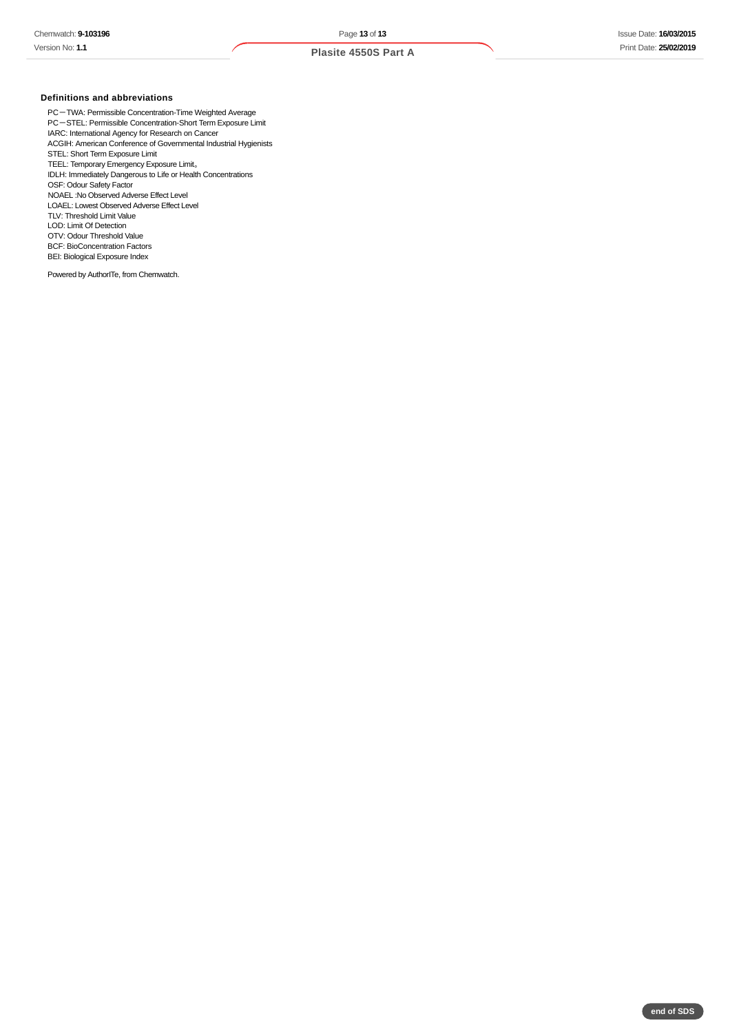### Definitions and abbreviations

PC－TWA: Permissible Concentration-Time Weighted Average
PC－STEL: Permissible Concentration-Short Term Exposure Limit
IARC: International Agency for Research on Cancer
ACGIH: American Conference of Governmental Industrial Hygienists
STEL: Short Term Exposure Limit
TEEL: Temporary Emergency Exposure Limit。
IDLH: Immediately Dangerous to Life or Health Concentrations
OSF: Odour Safety Factor
NOAEL :No Observed Adverse Effect Level
LOAEL: Lowest Observed Adverse Effect Level
TLV: Threshold Limit Value
LOD: Limit Of Detection
OTV: Odour Threshold Value
BCF: BioConcentration Factors
BEI: Biological Exposure Index

Powered by AuthorITe, from Chemwatch.

end of SDS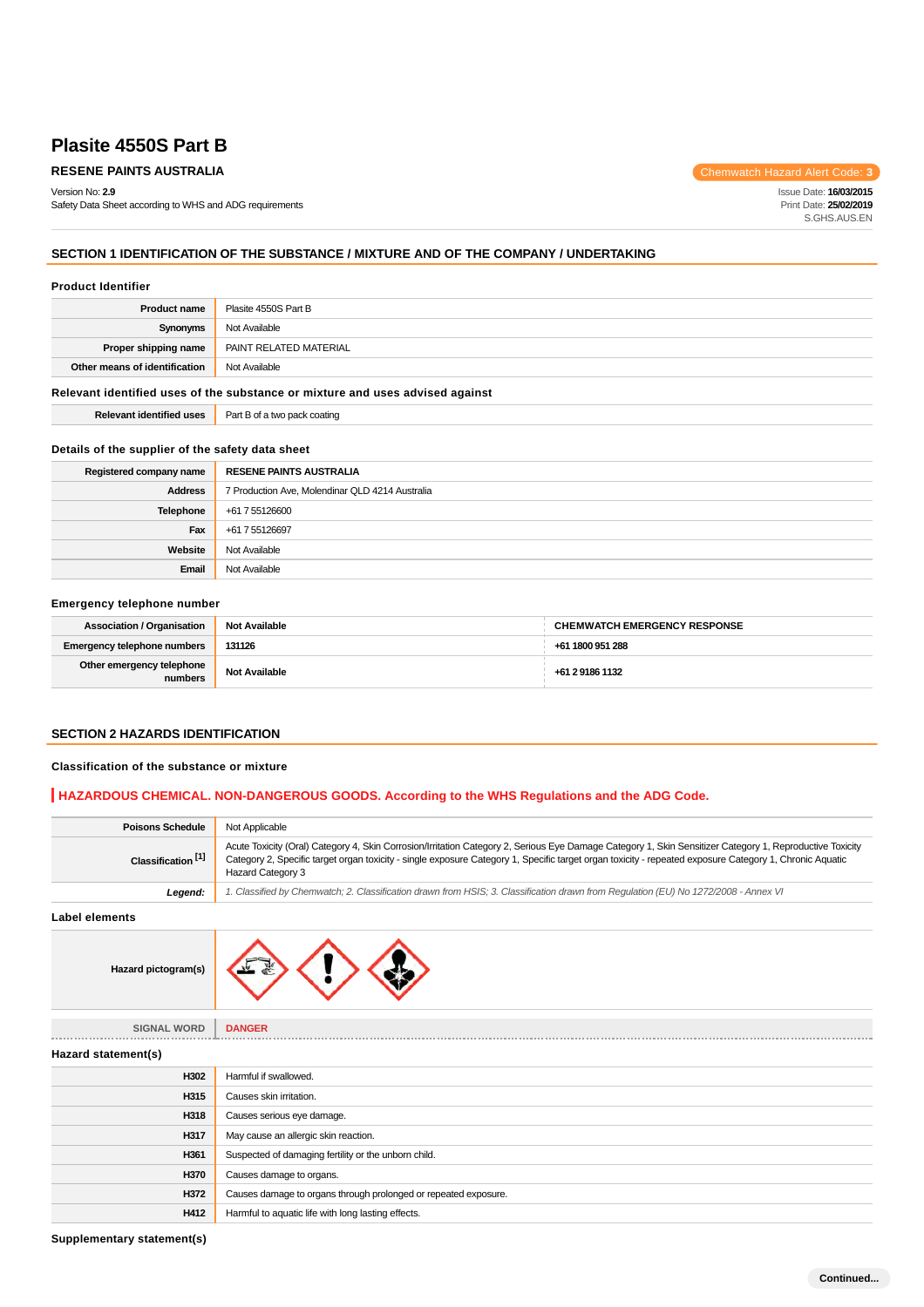# Plasite 4550S Part B

**RESENE PAINTS AUSTRALIA**

Chemwatch Hazard Alert Code: **3**

Version No: **2.9**
Safety Data Sheet according to WHS and ADG requirements

Issue Date: **16/03/2015**
Print Date: **25/02/2019**
S.GHS.AUS.EN

## SECTION 1 IDENTIFICATION OF THE SUBSTANCE / MIXTURE AND OF THE COMPANY / UNDERTAKING

### Product Identifier

| | |
|---|---|
| **Product name** | Plasite 4550S Part B |
| **Synonyms** | Not Available |
| **Proper shipping name** | PAINT RELATED MATERIAL |
| **Other means of identification** | Not Available |

### Relevant identified uses of the substance or mixture and uses advised against

| | |
|---|---|
| **Relevant identified uses** | Part B of a two pack coating |

### Details of the supplier of the safety data sheet

| | |
|---|---|
| **Registered company name** | **RESENE PAINTS AUSTRALIA** |
| **Address** | 7 Production Ave, Molendinar QLD 4214 Australia |
| **Telephone** | +61 7 55126600 |
| **Fax** | +61 7 55126697 |
| **Website** | Not Available |
| **Email** | Not Available |

### Emergency telephone number

| | | |
|---|---|---|
| **Association / Organisation** | **Not Available** | **CHEMWATCH EMERGENCY RESPONSE** |
| **Emergency telephone numbers** | **131126** | **+61 1800 951 288** |
| **Other emergency telephone numbers** | **Not Available** | **+61 2 9186 1132** |

## SECTION 2 HAZARDS IDENTIFICATION

### Classification of the substance or mixture

**HAZARDOUS CHEMICAL. NON-DANGEROUS GOODS. According to the WHS Regulations and the ADG Code.**

| | |
|---|---|
| **Poisons Schedule** | Not Applicable |
| **Classification [1]** | Acute Toxicity (Oral) Category 4, Skin Corrosion/Irritation Category 2, Serious Eye Damage Category 1, Skin Sensitizer Category 1, Reproductive Toxicity Category 2, Specific target organ toxicity - single exposure Category 1, Specific target organ toxicity - repeated exposure Category 1, Chronic Aquatic Hazard Category 3 |
| ***Legend:*** | *1. Classified by Chemwatch; 2. Classification drawn from HSIS; 3. Classification drawn from Regulation (EU) No 1272/2008 - Annex VI* |

### Label elements

| | |
|---|---|
| **Hazard pictogram(s)** | |
| SIGNAL WORD | **DANGER** |

### Hazard statement(s)

| | |
|---|---|
| **H302** | Harmful if swallowed. |
| **H315** | Causes skin irritation. |
| **H318** | Causes serious eye damage. |
| **H317** | May cause an allergic skin reaction. |
| **H361** | Suspected of damaging fertility or the unborn child. |
| **H370** | Causes damage to organs. |
| **H372** | Causes damage to organs through prolonged or repeated exposure. |
| **H412** | Harmful to aquatic life with long lasting effects. |

### Supplementary statement(s)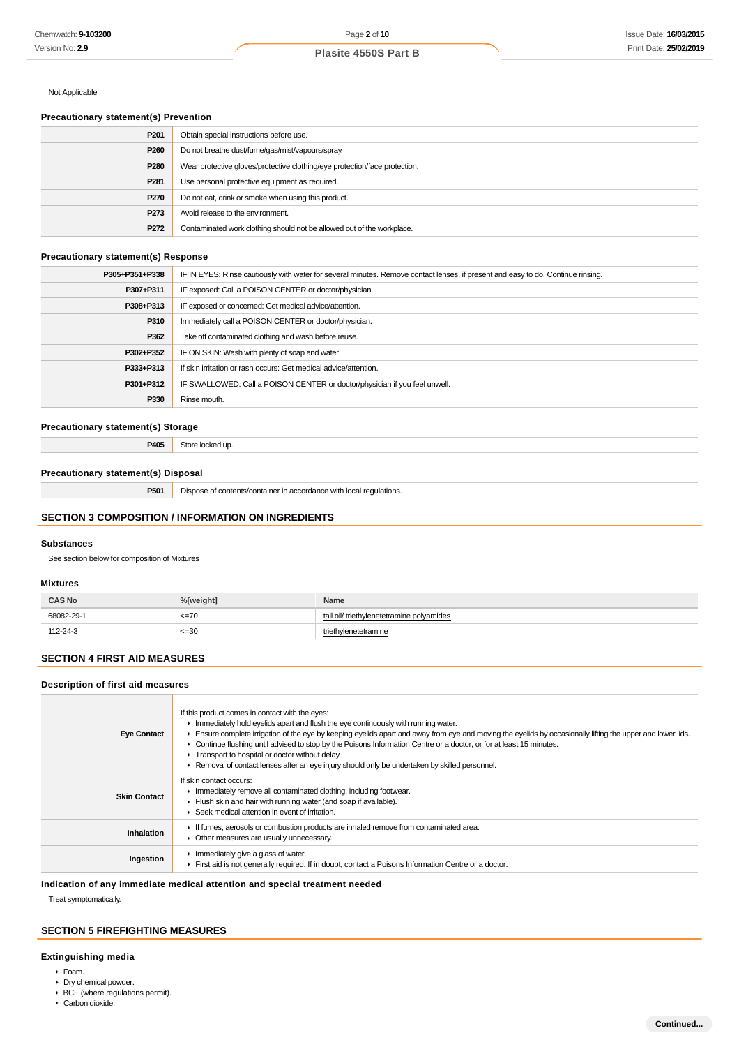Not Applicable

### Precautionary statement(s) Prevention

| | |
|---|---|
| P201 | Obtain special instructions before use. |
| P260 | Do not breathe dust/fume/gas/mist/vapours/spray. |
| P280 | Wear protective gloves/protective clothing/eye protection/face protection. |
| P281 | Use personal protective equipment as required. |
| P270 | Do not eat, drink or smoke when using this product. |
| P273 | Avoid release to the environment. |
| P272 | Contaminated work clothing should not be allowed out of the workplace. |

### Precautionary statement(s) Response

| | |
|---|---|
| P305+P351+P338 | IF IN EYES: Rinse cautiously with water for several minutes. Remove contact lenses, if present and easy to do. Continue rinsing. |
| P307+P311 | IF exposed: Call a POISON CENTER or doctor/physician. |
| P308+P313 | IF exposed or concerned: Get medical advice/attention. |
| P310 | Immediately call a POISON CENTER or doctor/physician. |
| P362 | Take off contaminated clothing and wash before reuse. |
| P302+P352 | IF ON SKIN: Wash with plenty of soap and water. |
| P333+P313 | If skin irritation or rash occurs: Get medical advice/attention. |
| P301+P312 | IF SWALLOWED: Call a POISON CENTER or doctor/physician if you feel unwell. |
| P330 | Rinse mouth. |

### Precautionary statement(s) Storage

| | |
|---|---|
| P405 | Store locked up. |

### Precautionary statement(s) Disposal

| | |
|---|---|
| P501 | Dispose of contents/container in accordance with local regulations. |

## SECTION 3 COMPOSITION / INFORMATION ON INGREDIENTS

### Substances

See section below for composition of Mixtures

### Mixtures

| CAS No | %[weight] | Name |
|---|---|---|
| 68082-29-1 | <=70 | tall oil/ triethylenetetramine polyamides |
| 112-24-3 | <=30 | triethylenetetramine |

## SECTION 4 FIRST AID MEASURES

### Description of first aid measures

| | |
|---|---|
| Eye Contact | If this product comes in contact with the eyes:<br>▸ Immediately hold eyelids apart and flush the eye continuously with running water.<br>▸ Ensure complete irrigation of the eye by keeping eyelids apart and away from eye and moving the eyelids by occasionally lifting the upper and lower lids.<br>▸ Continue flushing until advised to stop by the Poisons Information Centre or a doctor, or for at least 15 minutes.<br>▸ Transport to hospital or doctor without delay.<br>▸ Removal of contact lenses after an eye injury should only be undertaken by skilled personnel. |
| Skin Contact | If skin contact occurs:<br>▸ Immediately remove all contaminated clothing, including footwear.<br>▸ Flush skin and hair with running water (and soap if available).<br>▸ Seek medical attention in event of irritation. |
| Inhalation | ▸ If fumes, aerosols or combustion products are inhaled remove from contaminated area.<br>▸ Other measures are usually unnecessary. |
| Ingestion | ▸ Immediately give a glass of water.<br>▸ First aid is not generally required. If in doubt, contact a Poisons Information Centre or a doctor. |

### Indication of any immediate medical attention and special treatment needed

Treat symptomatically.

## SECTION 5 FIREFIGHTING MEASURES

### Extinguishing media

- Foam.
- Dry chemical powder.
- BCF (where regulations permit).
- Carbon dioxide.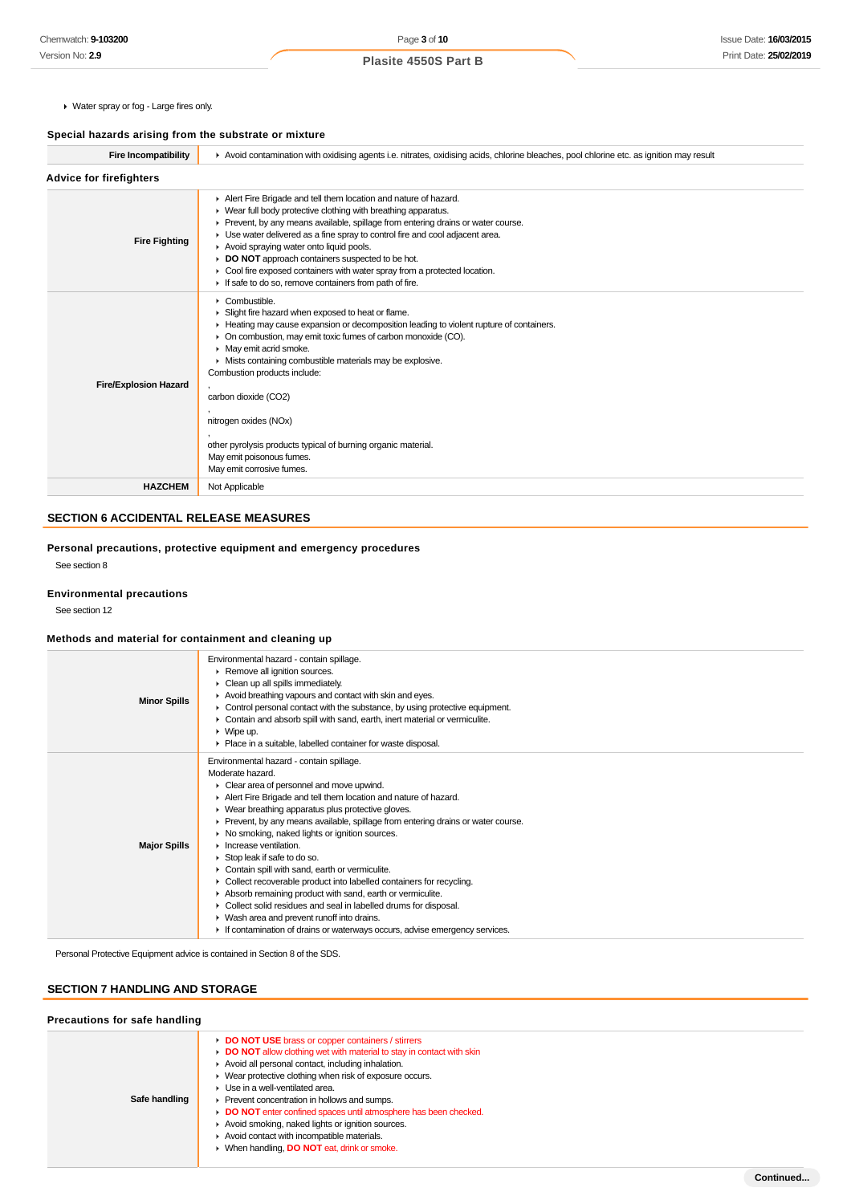- Water spray or fog - Large fires only.

### Special hazards arising from the substrate or mixture

| | |
|---|---|
| **Fire Incompatibility** | ▸ Avoid contamination with oxidising agents i.e. nitrates, oxidising acids, chlorine bleaches, pool chlorine etc. as ignition may result |

### Advice for firefighters

| | |
|---|---|
| **Fire Fighting** | ▸ Alert Fire Brigade and tell them location and nature of hazard.<br>▸ Wear full body protective clothing with breathing apparatus.<br>▸ Prevent, by any means available, spillage from entering drains or water course.<br>▸ Use water delivered as a fine spray to control fire and cool adjacent area.<br>▸ Avoid spraying water onto liquid pools.<br>▸ **DO NOT** approach containers suspected to be hot.<br>▸ Cool fire exposed containers with water spray from a protected location.<br>▸ If safe to do so, remove containers from path of fire. |
| **Fire/Explosion Hazard** | ▸ Combustible.<br>▸ Slight fire hazard when exposed to heat or flame.<br>▸ Heating may cause expansion or decomposition leading to violent rupture of containers.<br>▸ On combustion, may emit toxic fumes of carbon monoxide (CO).<br>▸ May emit acrid smoke.<br>▸ Mists containing combustible materials may be explosive.<br>Combustion products include:<br>,<br>carbon dioxide (CO2)<br>,<br>nitrogen oxides (NOx)<br>,<br>other pyrolysis products typical of burning organic material.<br>May emit poisonous fumes.<br>May emit corrosive fumes. |
| **HAZCHEM** | Not Applicable |

## SECTION 6 ACCIDENTAL RELEASE MEASURES

### Personal precautions, protective equipment and emergency procedures

See section 8

### Environmental precautions

See section 12

### Methods and material for containment and cleaning up

| | |
|---|---|
| **Minor Spills** | Environmental hazard - contain spillage.<br>▸ Remove all ignition sources.<br>▸ Clean up all spills immediately.<br>▸ Avoid breathing vapours and contact with skin and eyes.<br>▸ Control personal contact with the substance, by using protective equipment.<br>▸ Contain and absorb spill with sand, earth, inert material or vermiculite.<br>▸ Wipe up.<br>▸ Place in a suitable, labelled container for waste disposal. |
| **Major Spills** | Environmental hazard - contain spillage.<br>Moderate hazard.<br>▸ Clear area of personnel and move upwind.<br>▸ Alert Fire Brigade and tell them location and nature of hazard.<br>▸ Wear breathing apparatus plus protective gloves.<br>▸ Prevent, by any means available, spillage from entering drains or water course.<br>▸ No smoking, naked lights or ignition sources.<br>▸ Increase ventilation.<br>▸ Stop leak if safe to do so.<br>▸ Contain spill with sand, earth or vermiculite.<br>▸ Collect recoverable product into labelled containers for recycling.<br>▸ Absorb remaining product with sand, earth or vermiculite.<br>▸ Collect solid residues and seal in labelled drums for disposal.<br>▸ Wash area and prevent runoff into drains.<br>▸ If contamination of drains or waterways occurs, advise emergency services. |

Personal Protective Equipment advice is contained in Section 8 of the SDS.

## SECTION 7 HANDLING AND STORAGE

### Precautions for safe handling

| | |
|---|---|
| **Safe handling** | ▸ **DO NOT USE** brass or copper containers / stirrers<br>▸ **DO NOT** allow clothing wet with material to stay in contact with skin<br>▸ Avoid all personal contact, including inhalation.<br>▸ Wear protective clothing when risk of exposure occurs.<br>▸ Use in a well-ventilated area.<br>▸ Prevent concentration in hollows and sumps.<br>▸ **DO NOT** enter confined spaces until atmosphere has been checked.<br>▸ Avoid smoking, naked lights or ignition sources.<br>▸ Avoid contact with incompatible materials.<br>▸ When handling, **DO NOT** eat, drink or smoke. |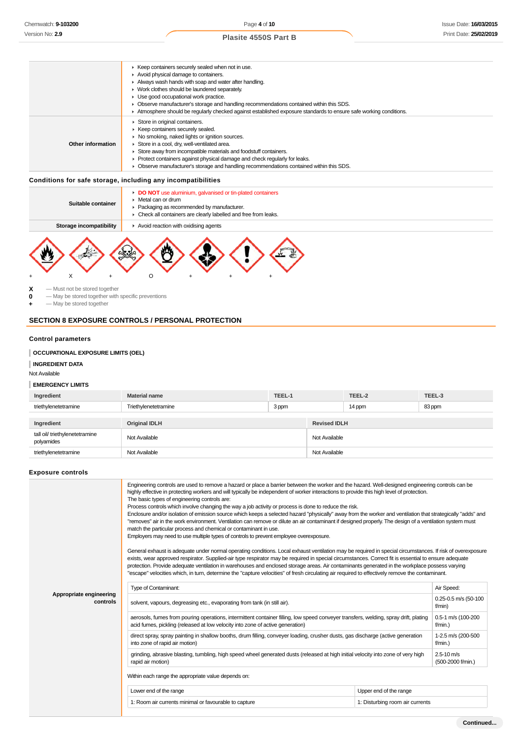| | |
|---|---|
| | Keep containers securely sealed when not in use.<br>Avoid physical damage to containers.<br>Always wash hands with soap and water after handling.<br>Work clothes should be laundered separately.<br>Use good occupational work practice.<br>Observe manufacturer's storage and handling recommendations contained within this SDS.<br>Atmosphere should be regularly checked against established exposure standards to ensure safe working conditions. |
| **Other information** | Store in original containers.<br>Keep containers securely sealed.<br>No smoking, naked lights or ignition sources.<br>Store in a cool, dry, well-ventilated area.<br>Store away from incompatible materials and foodstuff containers.<br>Protect containers against physical damage and check regularly for leaks.<br>Observe manufacturer's storage and handling recommendations contained within this SDS. |

### Conditions for safe storage, including any incompatibilities

| | |
|---|---|
| **Suitable container** | **DO NOT** use aluminium, galvanised or tin-plated containers<br>Metal can or drum<br>Packaging as recommended by manufacturer.<br>Check all containers are clearly labelled and free from leaks. |
| **Storage incompatibility** | Avoid reaction with oxidising agents |

+ X + O + + +

**X** — Must not be stored together
**0** — May be stored together with specific preventions
**+** — May be stored together

## SECTION 8 EXPOSURE CONTROLS / PERSONAL PROTECTION

### Control parameters

**OCCUPATIONAL EXPOSURE LIMITS (OEL)**

**INGREDIENT DATA**

Not Available

**EMERGENCY LIMITS**

| Ingredient | Material name | TEEL-1 | TEEL-2 | TEEL-3 |
|---|---|---|---|---|
| triethylenetetramine | Triethylenetetramine | 3 ppm | 14 ppm | 83 ppm |

| Ingredient | Original IDLH | Revised IDLH |
|---|---|---|
| tall oil/ triethylenetetramine polyamides | Not Available | Not Available |
| triethylenetetramine | Not Available | Not Available |

### Exposure controls

**Appropriate engineering controls**

Engineering controls are used to remove a hazard or place a barrier between the worker and the hazard. Well-designed engineering controls can be highly effective in protecting workers and will typically be independent of worker interactions to provide this high level of protection.
The basic types of engineering controls are:
Process controls which involve changing the way a job activity or process is done to reduce the risk.
Enclosure and/or isolation of emission source which keeps a selected hazard "physically" away from the worker and ventilation that strategically "adds" and "removes" air in the work environment. Ventilation can remove or dilute an air contaminant if designed properly. The design of a ventilation system must match the particular process and chemical or contaminant in use.
Employers may need to use multiple types of controls to prevent employee overexposure.

General exhaust is adequate under normal operating conditions. Local exhaust ventilation may be required in special circumstances. If risk of overexposure exists, wear approved respirator. Supplied-air type respirator may be required in special circumstances. Correct fit is essential to ensure adequate protection. Provide adequate ventilation in warehouses and enclosed storage areas. Air contaminants generated in the workplace possess varying "escape" velocities which, in turn, determine the "capture velocities" of fresh circulating air required to effectively remove the contaminant.

| Type of Contaminant: | Air Speed: |
|---|---|
| solvent, vapours, degreasing etc., evaporating from tank (in still air). | 0.25-0.5 m/s (50-100 f/min) |
| aerosols, fumes from pouring operations, intermittent container filling, low speed conveyer transfers, welding, spray drift, plating acid fumes, pickling (released at low velocity into zone of active generation) | 0.5-1 m/s (100-200 f/min.) |
| direct spray, spray painting in shallow booths, drum filling, conveyer loading, crusher dusts, gas discharge (active generation into zone of rapid air motion) | 1-2.5 m/s (200-500 f/min.) |
| grinding, abrasive blasting, tumbling, high speed wheel generated dusts (released at high initial velocity into zone of very high rapid air motion) | 2.5-10 m/s (500-2000 f/min.) |

Within each range the appropriate value depends on:

| Lower end of the range | Upper end of the range |
|---|---|
| 1: Room air currents minimal or favourable to capture | 1: Disturbing room air currents |

Continued...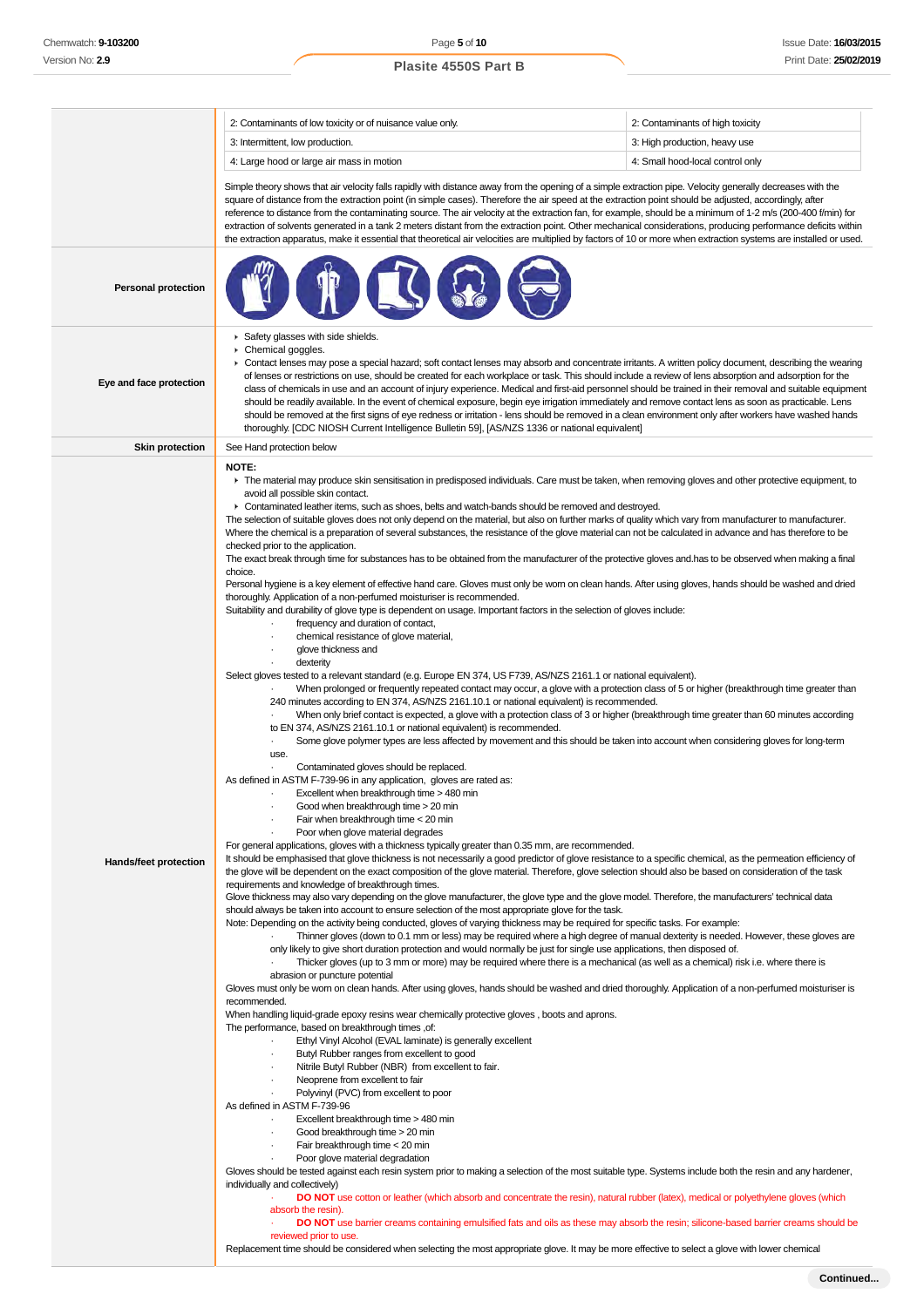| 2: Contaminants of low toxicity or of nuisance value only. | 2: Contaminants of high toxicity |
|---|---|
| 3: Intermittent, low production. | 3: High production, heavy use |
| 4: Large hood or large air mass in motion | 4: Small hood-local control only |

Simple theory shows that air velocity falls rapidly with distance away from the opening of a simple extraction pipe. Velocity generally decreases with the square of distance from the extraction point (in simple cases). Therefore the air speed at the extraction point should be adjusted, accordingly, after reference to distance from the contaminating source. The air velocity at the extraction fan, for example, should be a minimum of 1-2 m/s (200-400 f/min) for extraction of solvents generated in a tank 2 meters distant from the extraction point. Other mechanical considerations, producing performance deficits within the extraction apparatus, make it essential that theoretical air velocities are multiplied by factors of 10 or more when extraction systems are installed or used.

**Personal protection**

**Eye and face protection**

- Safety glasses with side shields.
- Chemical goggles.
- Contact lenses may pose a special hazard; soft contact lenses may absorb and concentrate irritants. A written policy document, describing the wearing of lenses or restrictions on use, should be created for each workplace or task. This should include a review of lens absorption and adsorption for the class of chemicals in use and an account of injury experience. Medical and first-aid personnel should be trained in their removal and suitable equipment should be readily available. In the event of chemical exposure, begin eye irrigation immediately and remove contact lens as soon as practicable. Lens should be removed at the first signs of eye redness or irritation - lens should be removed in a clean environment only after workers have washed hands thoroughly. [CDC NIOSH Current Intelligence Bulletin 59], [AS/NZS 1336 or national equivalent]

**Skin protection**

See Hand protection below

**Hands/feet protection**

**NOTE:**

- The material may produce skin sensitisation in predisposed individuals. Care must be taken, when removing gloves and other protective equipment, to avoid all possible skin contact.
- Contaminated leather items, such as shoes, belts and watch-bands should be removed and destroyed.

The selection of suitable gloves does not only depend on the material, but also on further marks of quality which vary from manufacturer to manufacturer. Where the chemical is a preparation of several substances, the resistance of the glove material can not be calculated in advance and has therefore to be checked prior to the application.

The exact break through time for substances has to be obtained from the manufacturer of the protective gloves and.has to be observed when making a final choice.

Personal hygiene is a key element of effective hand care. Gloves must only be worn on clean hands. After using gloves, hands should be washed and dried thoroughly. Application of a non-perfumed moisturiser is recommended.

Suitability and durability of glove type is dependent on usage. Important factors in the selection of gloves include:

- frequency and duration of contact,
- chemical resistance of glove material,
- glove thickness and
- dexterity

Select gloves tested to a relevant standard (e.g. Europe EN 374, US F739, AS/NZS 2161.1 or national equivalent).

- When prolonged or frequently repeated contact may occur, a glove with a protection class of 5 or higher (breakthrough time greater than 240 minutes according to EN 374, AS/NZS 2161.10.1 or national equivalent) is recommended.
- When only brief contact is expected, a glove with a protection class of 3 or higher (breakthrough time greater than 60 minutes according to EN 374, AS/NZS 2161.10.1 or national equivalent) is recommended.
- Some glove polymer types are less affected by movement and this should be taken into account when considering gloves for long-term use.
- Contaminated gloves should be replaced.

As defined in ASTM F-739-96 in any application, gloves are rated as:

- Excellent when breakthrough time > 480 min
- Good when breakthrough time > 20 min
- Fair when breakthrough time < 20 min
- Poor when glove material degrades

For general applications, gloves with a thickness typically greater than 0.35 mm, are recommended.

It should be emphasised that glove thickness is not necessarily a good predictor of glove resistance to a specific chemical, as the permeation efficiency of the glove will be dependent on the exact composition of the glove material. Therefore, glove selection should also be based on consideration of the task requirements and knowledge of breakthrough times.

Glove thickness may also vary depending on the glove manufacturer, the glove type and the glove model. Therefore, the manufacturers' technical data should always be taken into account to ensure selection of the most appropriate glove for the task.

Note: Depending on the activity being conducted, gloves of varying thickness may be required for specific tasks. For example:

- Thinner gloves (down to 0.1 mm or less) may be required where a high degree of manual dexterity is needed. However, these gloves are only likely to give short duration protection and would normally be just for single use applications, then disposed of.
- Thicker gloves (up to 3 mm or more) may be required where there is a mechanical (as well as a chemical) risk i.e. where there is abrasion or puncture potential

Gloves must only be worn on clean hands. After using gloves, hands should be washed and dried thoroughly. Application of a non-perfumed moisturiser is recommended.

When handling liquid-grade epoxy resins wear chemically protective gloves , boots and aprons.

The performance, based on breakthrough times ,of:

- Ethyl Vinyl Alcohol (EVAL laminate) is generally excellent
- Butyl Rubber ranges from excellent to good
- Nitrile Butyl Rubber (NBR) from excellent to fair.
- Neoprene from excellent to fair
- Polyvinyl (PVC) from excellent to poor

As defined in ASTM F-739-96

- Excellent breakthrough time > 480 min
- Good breakthrough time > 20 min
- Fair breakthrough time < 20 min
- Poor glove material degradation

Gloves should be tested against each resin system prior to making a selection of the most suitable type. Systems include both the resin and any hardener, individually and collectively)

- **DO NOT** use cotton or leather (which absorb and concentrate the resin), natural rubber (latex), medical or polyethylene gloves (which absorb the resin).
- **DO NOT** use barrier creams containing emulsified fats and oils as these may absorb the resin; silicone-based barrier creams should be reviewed prior to use.

Replacement time should be considered when selecting the most appropriate glove. It may be more effective to select a glove with lower chemical

**Continued...**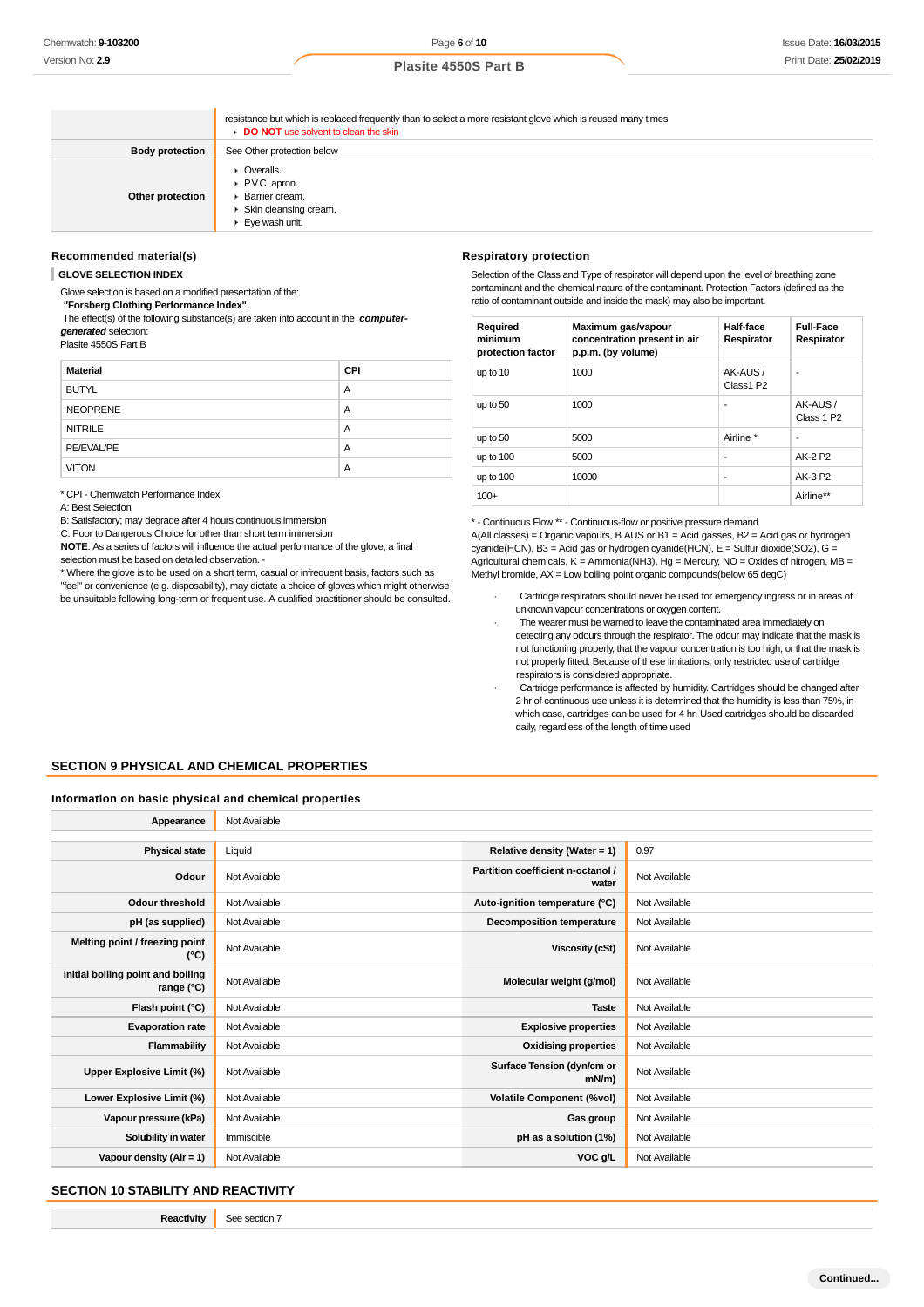| | |
|---|---|
| | resistance but which is replaced frequently than to select a more resistant glove which is reused many times<br>▸ **DO NOT** use solvent to clean the skin |
| **Body protection** | See Other protection below |
| **Other protection** | ▸ Overalls.<br>▸ P.V.C. apron.<br>▸ Barrier cream.<br>▸ Skin cleansing cream.<br>▸ Eye wash unit. |

### Recommended material(s)

**GLOVE SELECTION INDEX**

Glove selection is based on a modified presentation of the:
**"Forsberg Clothing Performance Index".**
The effect(s) of the following substance(s) are taken into account in the ***computer-generated*** selection:
Plasite 4550S Part B

| Material | CPI |
|---|---|
| BUTYL | A |
| NEOPRENE | A |
| NITRILE | A |
| PE/EVAL/PE | A |
| VITON | A |

* CPI - Chemwatch Performance Index
A: Best Selection
B: Satisfactory; may degrade after 4 hours continuous immersion
C: Poor to Dangerous Choice for other than short term immersion
**NOTE**: As a series of factors will influence the actual performance of the glove, a final selection must be based on detailed observation. -
* Where the glove is to be used on a short term, casual or infrequent basis, factors such as "feel" or convenience (e.g. disposability), may dictate a choice of gloves which might otherwise be unsuitable following long-term or frequent use. A qualified practitioner should be consulted.

### Respiratory protection

Selection of the Class and Type of respirator will depend upon the level of breathing zone contaminant and the chemical nature of the contaminant. Protection Factors (defined as the ratio of contaminant outside and inside the mask) may also be important.

| Required minimum protection factor | Maximum gas/vapour concentration present in air p.p.m. (by volume) | Half-face Respirator | Full-Face Respirator |
|---|---|---|---|
| up to 10 | 1000 | AK-AUS / Class1 P2 | - |
| up to 50 | 1000 | - | AK-AUS / Class 1 P2 |
| up to 50 | 5000 | Airline * | - |
| up to 100 | 5000 | - | AK-2 P2 |
| up to 100 | 10000 | - | AK-3 P2 |
| 100+ | | | Airline** |

* - Continuous Flow ** - Continuous-flow or positive pressure demand
A(All classes) = Organic vapours, B AUS or B1 = Acid gasses, B2 = Acid gas or hydrogen cyanide(HCN), B3 = Acid gas or hydrogen cyanide(HCN), E = Sulfur dioxide(SO2), G = Agricultural chemicals, K = Ammonia(NH3), Hg = Mercury, NO = Oxides of nitrogen, MB = Methyl bromide, AX = Low boiling point organic compounds(below 65 degC)

· Cartridge respirators should never be used for emergency ingress or in areas of unknown vapour concentrations or oxygen content.
· The wearer must be warned to leave the contaminated area immediately on detecting any odours through the respirator. The odour may indicate that the mask is not functioning properly, that the vapour concentration is too high, or that the mask is not properly fitted. Because of these limitations, only restricted use of cartridge respirators is considered appropriate.
· Cartridge performance is affected by humidity. Cartridges should be changed after 2 hr of continuous use unless it is determined that the humidity is less than 75%, in which case, cartridges can be used for 4 hr. Used cartridges should be discarded daily, regardless of the length of time used

## SECTION 9 PHYSICAL AND CHEMICAL PROPERTIES

### Information on basic physical and chemical properties

| | | | |
|---|---|---|---|
| **Appearance** | Not Available | | |
| **Physical state** | Liquid | **Relative density (Water = 1)** | 0.97 |
| **Odour** | Not Available | **Partition coefficient n-octanol / water** | Not Available |
| **Odour threshold** | Not Available | **Auto-ignition temperature (°C)** | Not Available |
| **pH (as supplied)** | Not Available | **Decomposition temperature** | Not Available |
| **Melting point / freezing point (°C)** | Not Available | **Viscosity (cSt)** | Not Available |
| **Initial boiling point and boiling range (°C)** | Not Available | **Molecular weight (g/mol)** | Not Available |
| **Flash point (°C)** | Not Available | **Taste** | Not Available |
| **Evaporation rate** | Not Available | **Explosive properties** | Not Available |
| **Flammability** | Not Available | **Oxidising properties** | Not Available |
| **Upper Explosive Limit (%)** | Not Available | **Surface Tension (dyn/cm or mN/m)** | Not Available |
| **Lower Explosive Limit (%)** | Not Available | **Volatile Component (%vol)** | Not Available |
| **Vapour pressure (kPa)** | Not Available | **Gas group** | Not Available |
| **Solubility in water** | Immiscible | **pH as a solution (1%)** | Not Available |
| **Vapour density (Air = 1)** | Not Available | **VOC g/L** | Not Available |

## SECTION 10 STABILITY AND REACTIVITY

| | |
|---|---|
| **Reactivity** | See section 7 |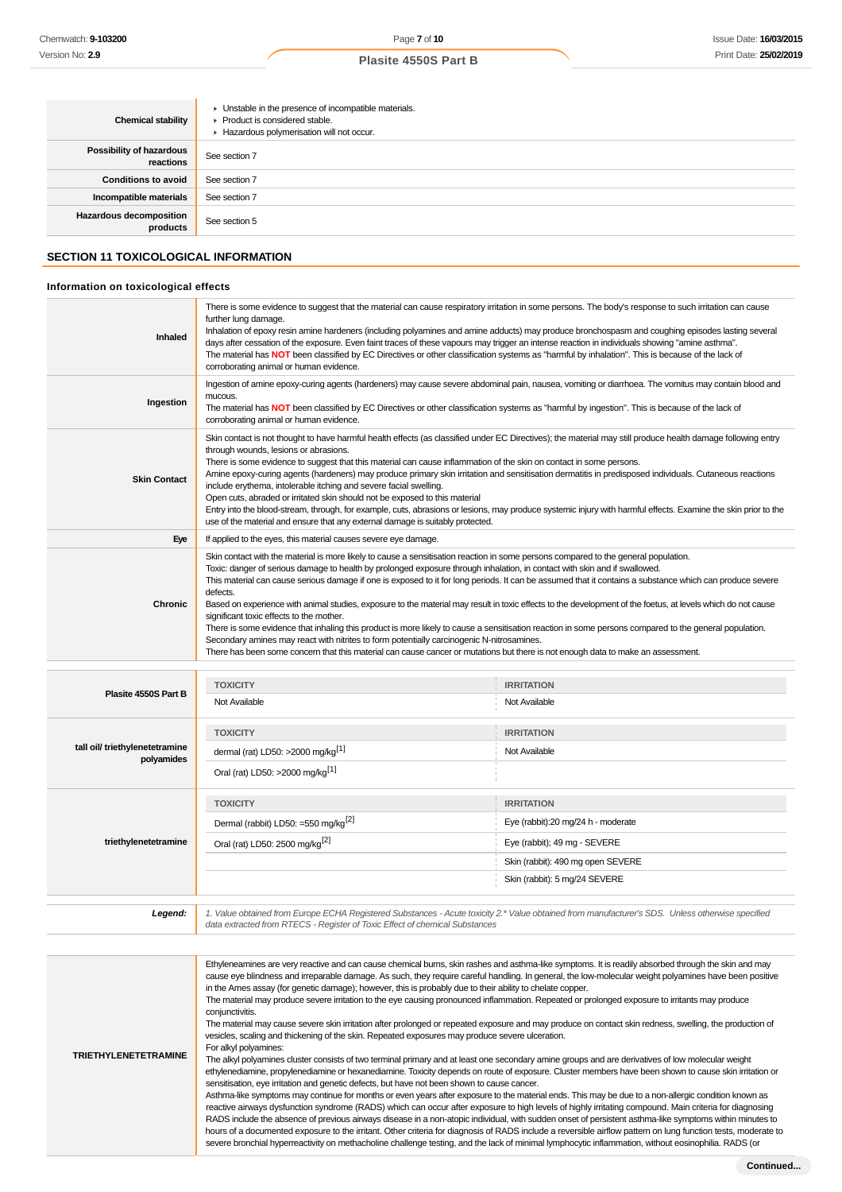| | |
|---|---|
| **Chemical stability** | ▸ Unstable in the presence of incompatible materials.<br>▸ Product is considered stable.<br>▸ Hazardous polymerisation will not occur. |
| **Possibility of hazardous reactions** | See section 7 |
| **Conditions to avoid** | See section 7 |
| **Incompatible materials** | See section 7 |
| **Hazardous decomposition products** | See section 5 |

## SECTION 11 TOXICOLOGICAL INFORMATION

### Information on toxicological effects

| | |
|---|---|
| **Inhaled** | There is some evidence to suggest that the material can cause respiratory irritation in some persons. The body's response to such irritation can cause further lung damage.<br>Inhalation of epoxy resin amine hardeners (including polyamines and amine adducts) may produce bronchospasm and coughing episodes lasting several days after cessation of the exposure. Even faint traces of these vapours may trigger an intense reaction in individuals showing "amine asthma".<br>The material has **NOT** been classified by EC Directives or other classification systems as "harmful by inhalation". This is because of the lack of corroborating animal or human evidence. |
| **Ingestion** | Ingestion of amine epoxy-curing agents (hardeners) may cause severe abdominal pain, nausea, vomiting or diarrhoea. The vomitus may contain blood and mucous.<br>The material has **NOT** been classified by EC Directives or other classification systems as "harmful by ingestion". This is because of the lack of corroborating animal or human evidence. |
| **Skin Contact** | Skin contact is not thought to have harmful health effects (as classified under EC Directives); the material may still produce health damage following entry through wounds, lesions or abrasions.<br>There is some evidence to suggest that this material can cause inflammation of the skin on contact in some persons.<br>Amine epoxy-curing agents (hardeners) may produce primary skin irritation and sensitisation dermatitis in predisposed individuals. Cutaneous reactions include erythema, intolerable itching and severe facial swelling.<br>Open cuts, abraded or irritated skin should not be exposed to this material<br>Entry into the blood-stream, through, for example, cuts, abrasions or lesions, may produce systemic injury with harmful effects. Examine the skin prior to the use of the material and ensure that any external damage is suitably protected. |
| **Eye** | If applied to the eyes, this material causes severe eye damage. |
| **Chronic** | Skin contact with the material is more likely to cause a sensitisation reaction in some persons compared to the general population.<br>Toxic: danger of serious damage to health by prolonged exposure through inhalation, in contact with skin and if swallowed.<br>This material can cause serious damage if one is exposed to it for long periods. It can be assumed that it contains a substance which can produce severe defects.<br>Based on experience with animal studies, exposure to the material may result in toxic effects to the development of the foetus, at levels which do not cause significant toxic effects to the mother.<br>There is some evidence that inhaling this product is more likely to cause a sensitisation reaction in some persons compared to the general population.<br>Secondary amines may react with nitrites to form potentially carcinogenic N-nitrosamines.<br>There has been some concern that this material can cause cancer or mutations but there is not enough data to make an assessment. |

| | TOXICITY | IRRITATION |
|---|---|---|
| **Plasite 4550S Part B** | Not Available | Not Available |
| **tall oil/ triethylenetetramine polyamides** | dermal (rat) LD50: >2000 mg/kg[1] | Not Available |
| | Oral (rat) LD50: >2000 mg/kg[1] | |
| **triethylenetetramine** | Dermal (rabbit) LD50: =550 mg/kg[2] | Eye (rabbit):20 mg/24 h - moderate |
| | Oral (rat) LD50: 2500 mg/kg[2] | Eye (rabbit); 49 mg - SEVERE |
| | | Skin (rabbit): 490 mg open SEVERE |
| | | Skin (rabbit): 5 mg/24 SEVERE |

| | |
|---|---|
| ***Legend:*** | *1. Value obtained from Europe ECHA Registered Substances - Acute toxicity 2.\* Value obtained from manufacturer's SDS. Unless otherwise specified data extracted from RTECS - Register of Toxic Effect of chemical Substances* |

| | |
|---|---|
| **TRIETHYLENETETRAMINE** | Ethyleneamines are very reactive and can cause chemical burns, skin rashes and asthma-like symptoms. It is readily absorbed through the skin and may cause eye blindness and irreparable damage. As such, they require careful handling. In general, the low-molecular weight polyamines have been positive in the Ames assay (for genetic damage); however, this is probably due to their ability to chelate copper.<br>The material may produce severe irritation to the eye causing pronounced inflammation. Repeated or prolonged exposure to irritants may produce conjunctivitis.<br>The material may cause severe skin irritation after prolonged or repeated exposure and may produce on contact skin redness, swelling, the production of vesicles, scaling and thickening of the skin. Repeated exposures may produce severe ulceration.<br>For alkyl polyamines:<br>The alkyl polyamines cluster consists of two terminal primary and at least one secondary amine groups and are derivatives of low molecular weight ethylenediamine, propylenediamine or hexanediamine. Toxicity depends on route of exposure. Cluster members have been shown to cause skin irritation or sensitisation, eye irritation and genetic defects, but have not been shown to cause cancer.<br>Asthma-like symptoms may continue for months or even years after exposure to the material ends. This may be due to a non-allergic condition known as reactive airways dysfunction syndrome (RADS) which can occur after exposure to high levels of highly irritating compound. Main criteria for diagnosing RADS include the absence of previous airways disease in a non-atopic individual, with sudden onset of persistent asthma-like symptoms within minutes to hours of a documented exposure to the irritant. Other criteria for diagnosis of RADS include a reversible airflow pattern on lung function tests, moderate to severe bronchial hyperreactivity on methacholine challenge testing, and the lack of minimal lymphocytic inflammation, without eosinophilia. RADS (or |

**Continued...**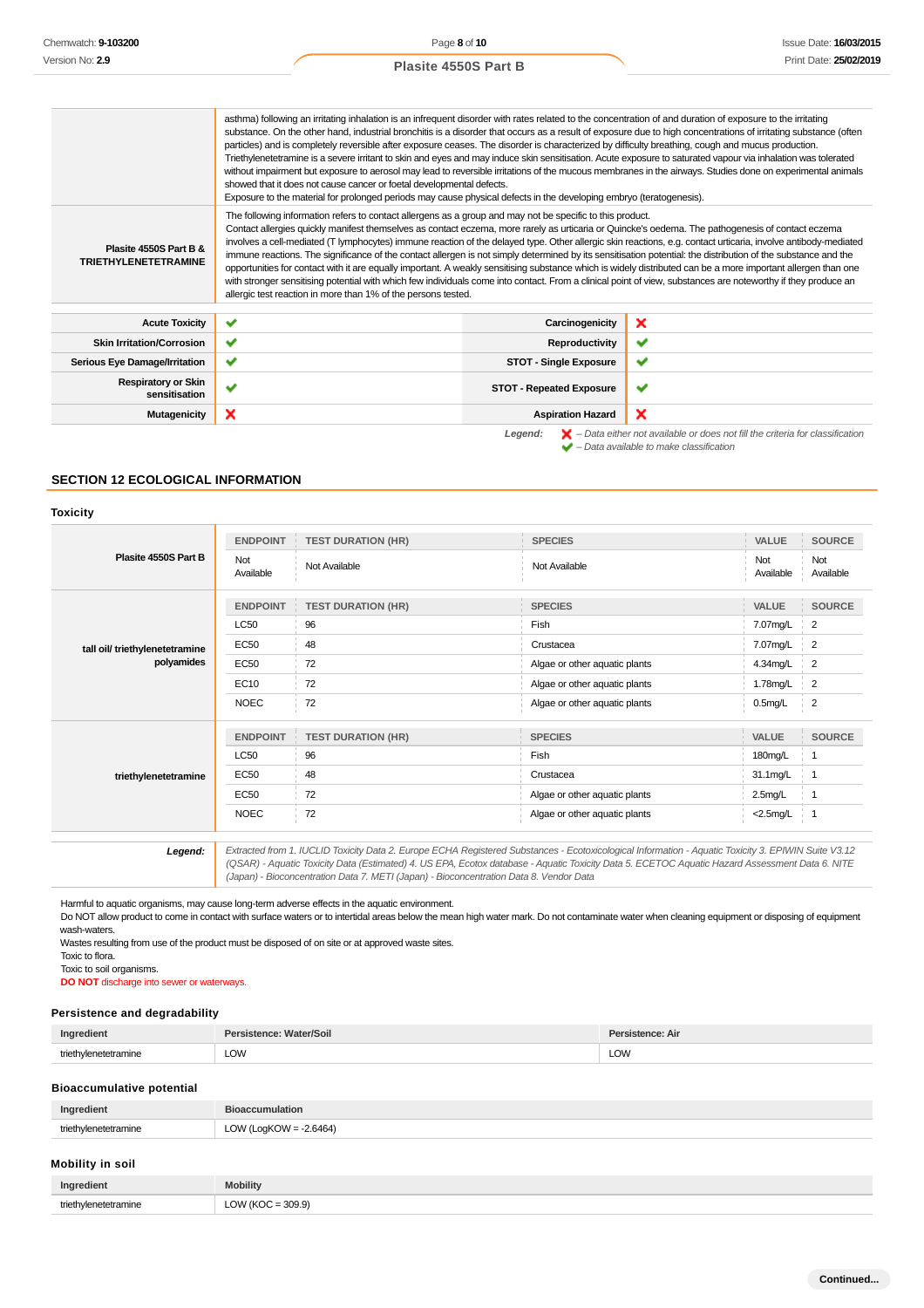| | |
|---|---|
| | asthma) following an irritating inhalation is an infrequent disorder with rates related to the concentration of and duration of exposure to the irritating substance. On the other hand, industrial bronchitis is a disorder that occurs as a result of exposure due to high concentrations of irritating substance (often particles) and is completely reversible after exposure ceases. The disorder is characterized by difficulty breathing, cough and mucus production. Triethylenetetramine is a severe irritant to skin and eyes and may induce skin sensitisation. Acute exposure to saturated vapour via inhalation was tolerated without impairment but exposure to aerosol may lead to reversible irritations of the mucous membranes in the airways. Studies done on experimental animals showed that it does not cause cancer or foetal developmental defects. Exposure to the material for prolonged periods may cause physical defects in the developing embryo (teratogenesis). |
| **Plasite 4550S Part B & TRIETHYLENETETRAMINE** | The following information refers to contact allergens as a group and may not be specific to this product. Contact allergies quickly manifest themselves as contact eczema, more rarely as urticaria or Quincke's oedema. The pathogenesis of contact eczema involves a cell-mediated (T lymphocytes) immune reaction of the delayed type. Other allergic skin reactions, e.g. contact urticaria, involve antibody-mediated immune reactions. The significance of the contact allergen is not simply determined by its sensitisation potential: the distribution of the substance and the opportunities for contact with it are equally important. A weakly sensitising substance which is widely distributed can be a more important allergen than one with stronger sensitising potential with which few individuals come into contact. From a clinical point of view, substances are noteworthy if they produce an allergic test reaction in more than 1% of the persons tested. |

| | | | |
|---|---|---|---|
| **Acute Toxicity** | ✔ | **Carcinogenicity** | ✘ |
| **Skin Irritation/Corrosion** | ✔ | **Reproductivity** | ✔ |
| **Serious Eye Damage/Irritation** | ✔ | **STOT - Single Exposure** | ✔ |
| **Respiratory or Skin sensitisation** | ✔ | **STOT - Repeated Exposure** | ✔ |
| **Mutagenicity** | ✘ | **Aspiration Hazard** | ✘ |

*Legend:* ✘ *– Data either not available or does not fill the criteria for classification*
✔ *– Data available to make classification*

## SECTION 12 ECOLOGICAL INFORMATION

### Toxicity

**Plasite 4550S Part B**

| ENDPOINT | TEST DURATION (HR) | SPECIES | VALUE | SOURCE |
|---|---|---|---|---|
| Not Available | Not Available | Not Available | Not Available | Not Available |

**tall oil/ triethylenetetramine polyamides**

| ENDPOINT | TEST DURATION (HR) | SPECIES | VALUE | SOURCE |
|---|---|---|---|---|
| LC50 | 96 | Fish | 7.07mg/L | 2 |
| EC50 | 48 | Crustacea | 7.07mg/L | 2 |
| EC50 | 72 | Algae or other aquatic plants | 4.34mg/L | 2 |
| EC10 | 72 | Algae or other aquatic plants | 1.78mg/L | 2 |
| NOEC | 72 | Algae or other aquatic plants | 0.5mg/L | 2 |

**triethylenetetramine**

| ENDPOINT | TEST DURATION (HR) | SPECIES | VALUE | SOURCE |
|---|---|---|---|---|
| LC50 | 96 | Fish | 180mg/L | 1 |
| EC50 | 48 | Crustacea | 31.1mg/L | 1 |
| EC50 | 72 | Algae or other aquatic plants | 2.5mg/L | 1 |
| NOEC | 72 | Algae or other aquatic plants | <2.5mg/L | 1 |

***Legend:*** *Extracted from 1. IUCLID Toxicity Data 2. Europe ECHA Registered Substances - Ecotoxicological Information - Aquatic Toxicity 3. EPIWIN Suite V3.12 (QSAR) - Aquatic Toxicity Data (Estimated) 4. US EPA, Ecotox database - Aquatic Toxicity Data 5. ECETOC Aquatic Hazard Assessment Data 6. NITE (Japan) - Bioconcentration Data 7. METI (Japan) - Bioconcentration Data 8. Vendor Data*

Harmful to aquatic organisms, may cause long-term adverse effects in the aquatic environment.
Do NOT allow product to come in contact with surface waters or to intertidal areas below the mean high water mark. Do not contaminate water when cleaning equipment or disposing of equipment wash-waters.
Wastes resulting from use of the product must be disposed of on site or at approved waste sites.
Toxic to flora.
Toxic to soil organisms.
**DO NOT** discharge into sewer or waterways.

### Persistence and degradability

| Ingredient | Persistence: Water/Soil | Persistence: Air |
|---|---|---|
| triethylenetetramine | LOW | LOW |

### Bioaccumulative potential

| Ingredient | Bioaccumulation |
|---|---|
| triethylenetetramine | LOW (LogKOW = -2.6464) |

### Mobility in soil

| Ingredient | Mobility |
|---|---|
| triethylenetetramine | LOW (KOC = 309.9) |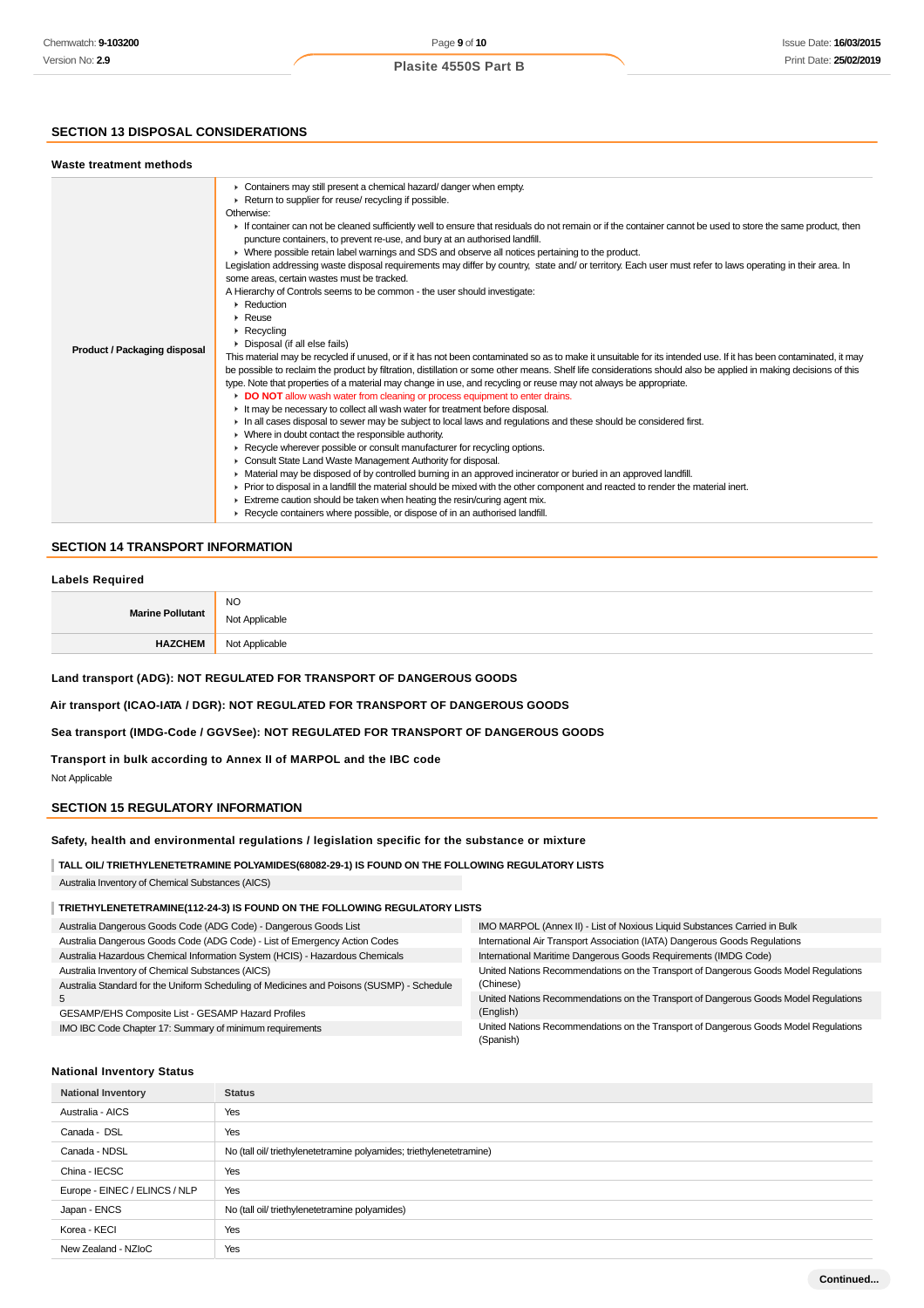## SECTION 13 DISPOSAL CONSIDERATIONS

### Waste treatment methods

| | |
|---|---|
| **Product / Packaging disposal** | ▸ Containers may still present a chemical hazard/ danger when empty.<br>▸ Return to supplier for reuse/ recycling if possible.<br>Otherwise:<br>▸ If container can not be cleaned sufficiently well to ensure that residuals do not remain or if the container cannot be used to store the same product, then puncture containers, to prevent re-use, and bury at an authorised landfill.<br>▸ Where possible retain label warnings and SDS and observe all notices pertaining to the product.<br>Legislation addressing waste disposal requirements may differ by country, state and/ or territory. Each user must refer to laws operating in their area. In some areas, certain wastes must be tracked.<br>A Hierarchy of Controls seems to be common - the user should investigate:<br>▸ Reduction<br>▸ Reuse<br>▸ Recycling<br>▸ Disposal (if all else fails)<br>This material may be recycled if unused, or if it has not been contaminated so as to make it unsuitable for its intended use. If it has been contaminated, it may be possible to reclaim the product by filtration, distillation or some other means. Shelf life considerations should also be applied in making decisions of this type. Note that properties of a material may change in use, and recycling or reuse may not always be appropriate.<br>▸ **DO NOT** allow wash water from cleaning or process equipment to enter drains.<br>▸ It may be necessary to collect all wash water for treatment before disposal.<br>▸ In all cases disposal to sewer may be subject to local laws and regulations and these should be considered first.<br>▸ Where in doubt contact the responsible authority.<br>▸ Recycle wherever possible or consult manufacturer for recycling options.<br>▸ Consult State Land Waste Management Authority for disposal.<br>▸ Material may be disposed of by controlled burning in an approved incinerator or buried in an approved landfill.<br>▸ Prior to disposal in a landfill the material should be mixed with the other component and reacted to render the material inert.<br>▸ Extreme caution should be taken when heating the resin/curing agent mix.<br>▸ Recycle containers where possible, or dispose of in an authorised landfill. |

## SECTION 14 TRANSPORT INFORMATION

### Labels Required

| | |
|---|---|
| **Marine Pollutant** | NO<br>Not Applicable |
| **HAZCHEM** | Not Applicable |

**Land transport (ADG): NOT REGULATED FOR TRANSPORT OF DANGEROUS GOODS**

**Air transport (ICAO-IATA / DGR): NOT REGULATED FOR TRANSPORT OF DANGEROUS GOODS**

**Sea transport (IMDG-Code / GGVSee): NOT REGULATED FOR TRANSPORT OF DANGEROUS GOODS**

**Transport in bulk according to Annex II of MARPOL and the IBC code**

Not Applicable

## SECTION 15 REGULATORY INFORMATION

### Safety, health and environmental regulations / legislation specific for the substance or mixture

**TALL OIL/ TRIETHYLENETETRAMINE POLYAMIDES(68082-29-1) IS FOUND ON THE FOLLOWING REGULATORY LISTS**

Australia Inventory of Chemical Substances (AICS)

**TRIETHYLENETETRAMINE(112-24-3) IS FOUND ON THE FOLLOWING REGULATORY LISTS**

- Australia Dangerous Goods Code (ADG Code) - Dangerous Goods List
- Australia Dangerous Goods Code (ADG Code) - List of Emergency Action Codes
- Australia Hazardous Chemical Information System (HCIS) - Hazardous Chemicals
- Australia Inventory of Chemical Substances (AICS)
- Australia Standard for the Uniform Scheduling of Medicines and Poisons (SUSMP) - Schedule 5
- GESAMP/EHS Composite List - GESAMP Hazard Profiles
- IMO IBC Code Chapter 17: Summary of minimum requirements
- IMO MARPOL (Annex II) - List of Noxious Liquid Substances Carried in Bulk
- International Air Transport Association (IATA) Dangerous Goods Regulations
- International Maritime Dangerous Goods Requirements (IMDG Code)
- United Nations Recommendations on the Transport of Dangerous Goods Model Regulations (Chinese)
- United Nations Recommendations on the Transport of Dangerous Goods Model Regulations (English)
- United Nations Recommendations on the Transport of Dangerous Goods Model Regulations (Spanish)

### National Inventory Status

| National Inventory | Status |
|---|---|
| Australia - AICS | Yes |
| Canada - DSL | Yes |
| Canada - NDSL | No (tall oil/ triethylenetetramine polyamides; triethylenetetramine) |
| China - IECSC | Yes |
| Europe - EINEC / ELINCS / NLP | Yes |
| Japan - ENCS | No (tall oil/ triethylenetetramine polyamides) |
| Korea - KECI | Yes |
| New Zealand - NZIoC | Yes |

Continued...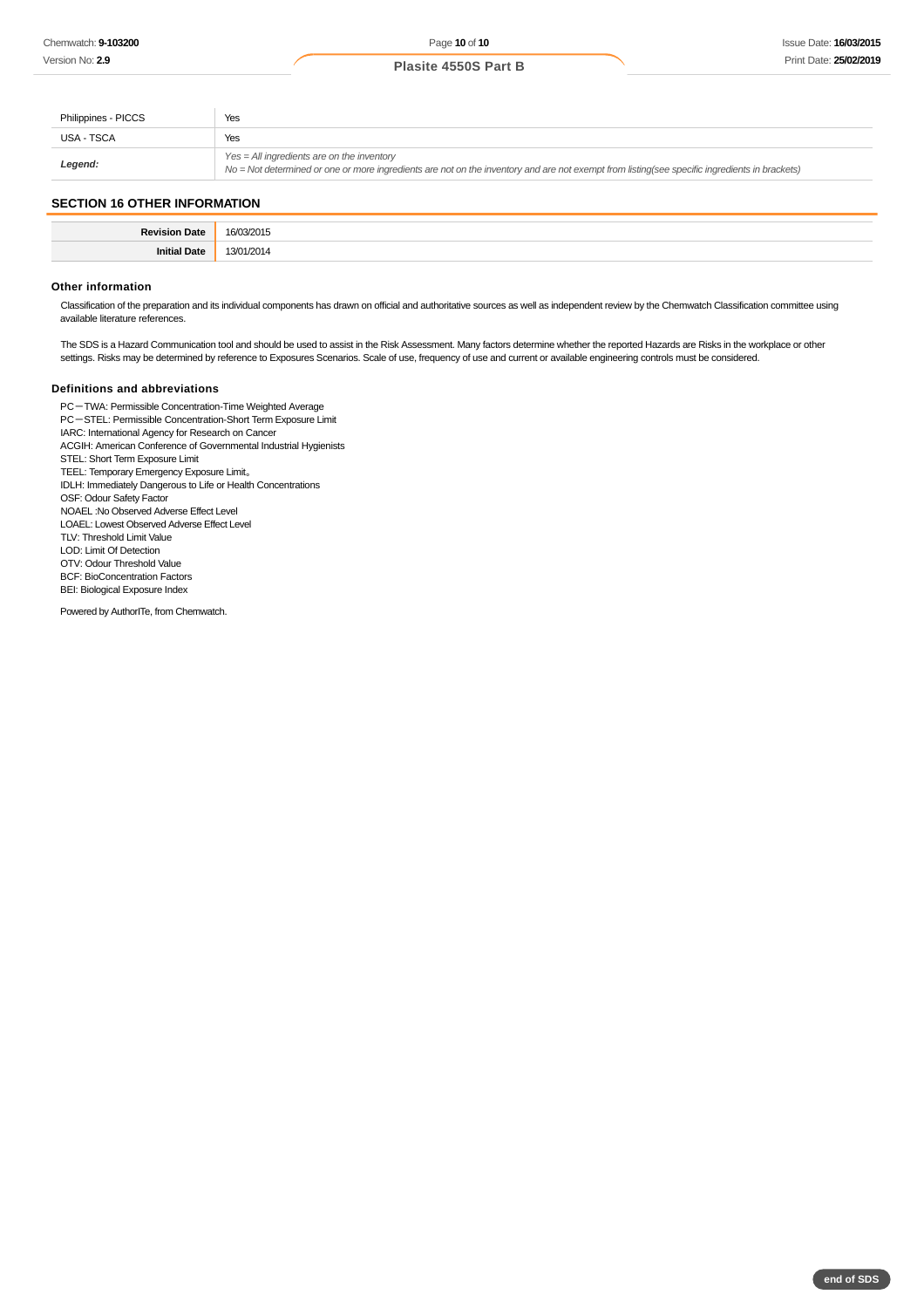| | |
|---|---|
| Philippines - PICCS | Yes |
| USA - TSCA | Yes |
| ***Legend:*** | *Yes = All ingredients are on the inventory*<br>*No = Not determined or one or more ingredients are not on the inventory and are not exempt from listing(see specific ingredients in brackets)* |

## SECTION 16 OTHER INFORMATION

| | |
|---|---|
| **Revision Date** | 16/03/2015 |
| **Initial Date** | 13/01/2014 |

### Other information

Classification of the preparation and its individual components has drawn on official and authoritative sources as well as independent review by the Chemwatch Classification committee using available literature references.

The SDS is a Hazard Communication tool and should be used to assist in the Risk Assessment. Many factors determine whether the reported Hazards are Risks in the workplace or other settings. Risks may be determined by reference to Exposures Scenarios. Scale of use, frequency of use and current or available engineering controls must be considered.

### Definitions and abbreviations

PC－TWA: Permissible Concentration-Time Weighted Average
PC－STEL: Permissible Concentration-Short Term Exposure Limit
IARC: International Agency for Research on Cancer
ACGIH: American Conference of Governmental Industrial Hygienists
STEL: Short Term Exposure Limit
TEEL: Temporary Emergency Exposure Limit。
IDLH: Immediately Dangerous to Life or Health Concentrations
OSF: Odour Safety Factor
NOAEL :No Observed Adverse Effect Level
LOAEL: Lowest Observed Adverse Effect Level
TLV: Threshold Limit Value
LOD: Limit Of Detection
OTV: Odour Threshold Value
BCF: BioConcentration Factors
BEI: Biological Exposure Index

Powered by AuthorITe, from Chemwatch.

end of SDS